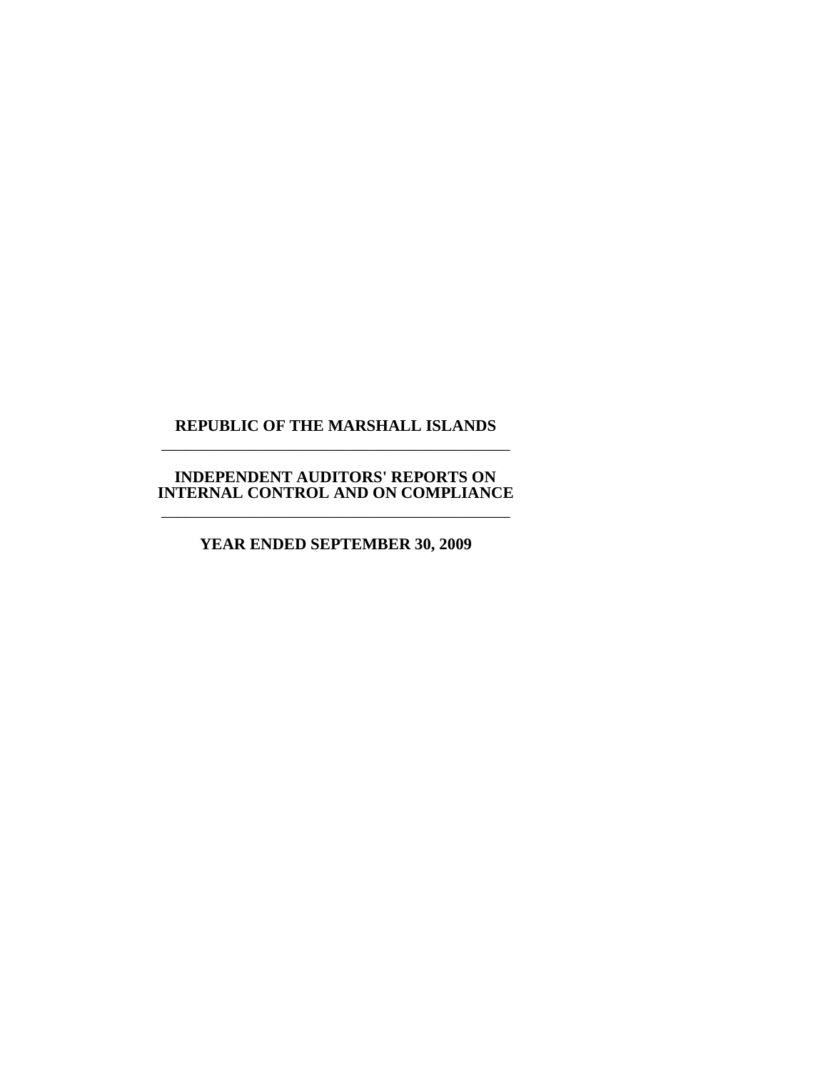# REPUBLIC OF THE MARSHALL ISLANDS

---

## INDEPENDENT AUDITORS' REPORTS ON INTERNAL CONTROL AND ON COMPLIANCE

---

### YEAR ENDED SEPTEMBER 30, 2009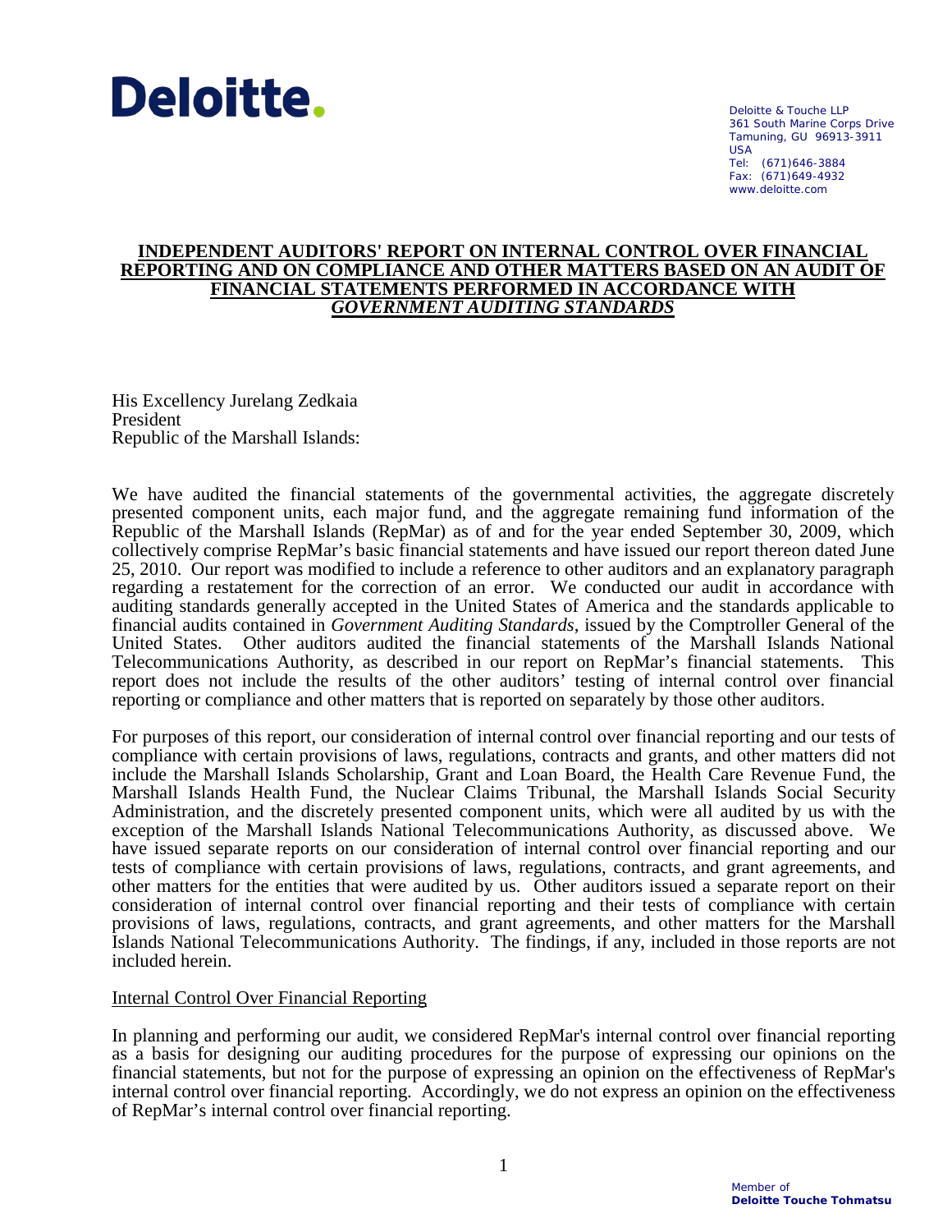**Deloitte.**

Deloitte & Touche LLP
361 South Marine Corps Drive
Tamuning, GU 96913-3911
USA
Tel: (671)646-3884
Fax: (671)649-4932
www.deloitte.com

## INDEPENDENT AUDITORS' REPORT ON INTERNAL CONTROL OVER FINANCIAL REPORTING AND ON COMPLIANCE AND OTHER MATTERS BASED ON AN AUDIT OF FINANCIAL STATEMENTS PERFORMED IN ACCORDANCE WITH *GOVERNMENT AUDITING STANDARDS*

His Excellency Jurelang Zedkaia
President
Republic of the Marshall Islands:

We have audited the financial statements of the governmental activities, the aggregate discretely presented component units, each major fund, and the aggregate remaining fund information of the Republic of the Marshall Islands (RepMar) as of and for the year ended September 30, 2009, which collectively comprise RepMar's basic financial statements and have issued our report thereon dated June 25, 2010. Our report was modified to include a reference to other auditors and an explanatory paragraph regarding a restatement for the correction of an error. We conducted our audit in accordance with auditing standards generally accepted in the United States of America and the standards applicable to financial audits contained in *Government Auditing Standards*, issued by the Comptroller General of the United States. Other auditors audited the financial statements of the Marshall Islands National Telecommunications Authority, as described in our report on RepMar's financial statements. This report does not include the results of the other auditors' testing of internal control over financial reporting or compliance and other matters that is reported on separately by those other auditors.

For purposes of this report, our consideration of internal control over financial reporting and our tests of compliance with certain provisions of laws, regulations, contracts and grants, and other matters did not include the Marshall Islands Scholarship, Grant and Loan Board, the Health Care Revenue Fund, the Marshall Islands Health Fund, the Nuclear Claims Tribunal, the Marshall Islands Social Security Administration, and the discretely presented component units, which were all audited by us with the exception of the Marshall Islands National Telecommunications Authority, as discussed above. We have issued separate reports on our consideration of internal control over financial reporting and our tests of compliance with certain provisions of laws, regulations, contracts, and grant agreements, and other matters for the entities that were audited by us. Other auditors issued a separate report on their consideration of internal control over financial reporting and their tests of compliance with certain provisions of laws, regulations, contracts, and grant agreements, and other matters for the Marshall Islands National Telecommunications Authority. The findings, if any, included in those reports are not included herein.

### Internal Control Over Financial Reporting

In planning and performing our audit, we considered RepMar's internal control over financial reporting as a basis for designing our auditing procedures for the purpose of expressing our opinions on the financial statements, but not for the purpose of expressing an opinion on the effectiveness of RepMar's internal control over financial reporting. Accordingly, we do not express an opinion on the effectiveness of RepMar's internal control over financial reporting.

Member of
**Deloitte Touche Tohmatsu**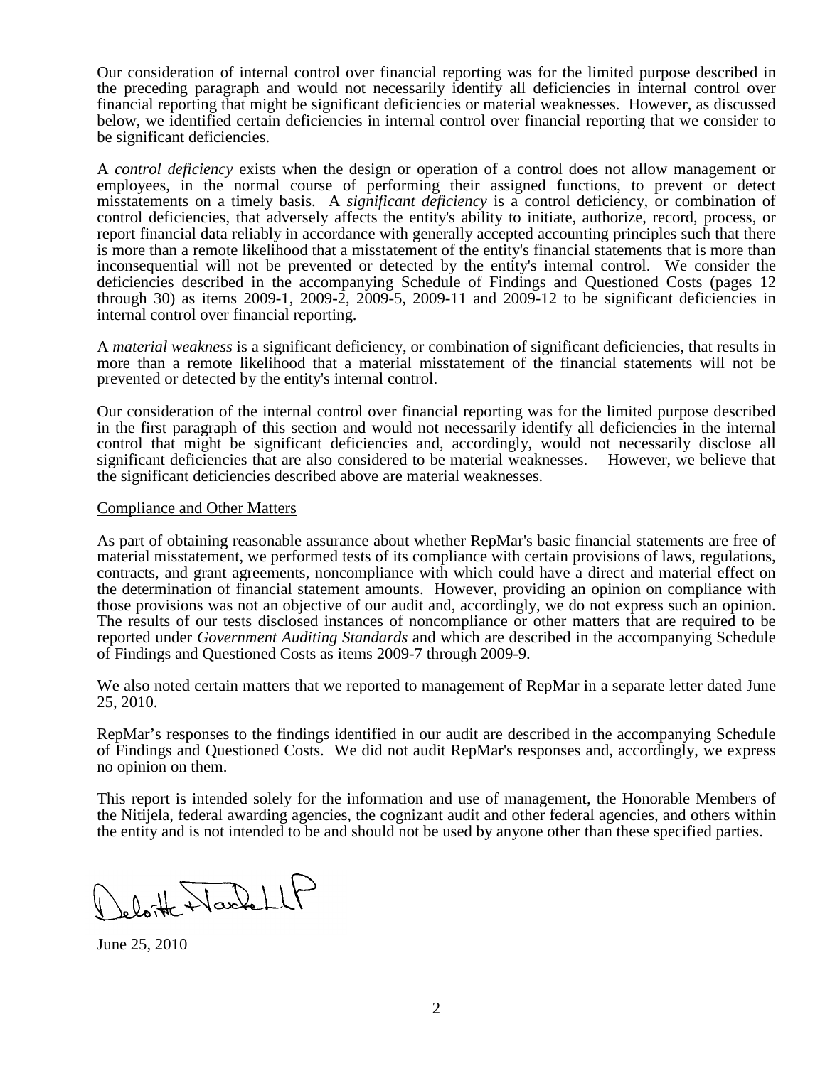Our consideration of internal control over financial reporting was for the limited purpose described in the preceding paragraph and would not necessarily identify all deficiencies in internal control over financial reporting that might be significant deficiencies or material weaknesses. However, as discussed below, we identified certain deficiencies in internal control over financial reporting that we consider to be significant deficiencies.

A *control deficiency* exists when the design or operation of a control does not allow management or employees, in the normal course of performing their assigned functions, to prevent or detect misstatements on a timely basis. A *significant deficiency* is a control deficiency, or combination of control deficiencies, that adversely affects the entity's ability to initiate, authorize, record, process, or report financial data reliably in accordance with generally accepted accounting principles such that there is more than a remote likelihood that a misstatement of the entity's financial statements that is more than inconsequential will not be prevented or detected by the entity's internal control. We consider the deficiencies described in the accompanying Schedule of Findings and Questioned Costs (pages 12 through 30) as items 2009-1, 2009-2, 2009-5, 2009-11 and 2009-12 to be significant deficiencies in internal control over financial reporting.

A *material weakness* is a significant deficiency, or combination of significant deficiencies, that results in more than a remote likelihood that a material misstatement of the financial statements will not be prevented or detected by the entity's internal control.

Our consideration of the internal control over financial reporting was for the limited purpose described in the first paragraph of this section and would not necessarily identify all deficiencies in the internal control that might be significant deficiencies and, accordingly, would not necessarily disclose all significant deficiencies that are also considered to be material weaknesses. However, we believe that the significant deficiencies described above are material weaknesses.

Compliance and Other Matters

As part of obtaining reasonable assurance about whether RepMar's basic financial statements are free of material misstatement, we performed tests of its compliance with certain provisions of laws, regulations, contracts, and grant agreements, noncompliance with which could have a direct and material effect on the determination of financial statement amounts. However, providing an opinion on compliance with those provisions was not an objective of our audit and, accordingly, we do not express such an opinion. The results of our tests disclosed instances of noncompliance or other matters that are required to be reported under *Government Auditing Standards* and which are described in the accompanying Schedule of Findings and Questioned Costs as items 2009-7 through 2009-9.

We also noted certain matters that we reported to management of RepMar in a separate letter dated June 25, 2010.

RepMar's responses to the findings identified in our audit are described in the accompanying Schedule of Findings and Questioned Costs. We did not audit RepMar's responses and, accordingly, we express no opinion on them.

This report is intended solely for the information and use of management, the Honorable Members of the Nitijela, federal awarding agencies, the cognizant audit and other federal agencies, and others within the entity and is not intended to be and should not be used by anyone other than these specified parties.

Deloitte & Touche LLP

June 25, 2010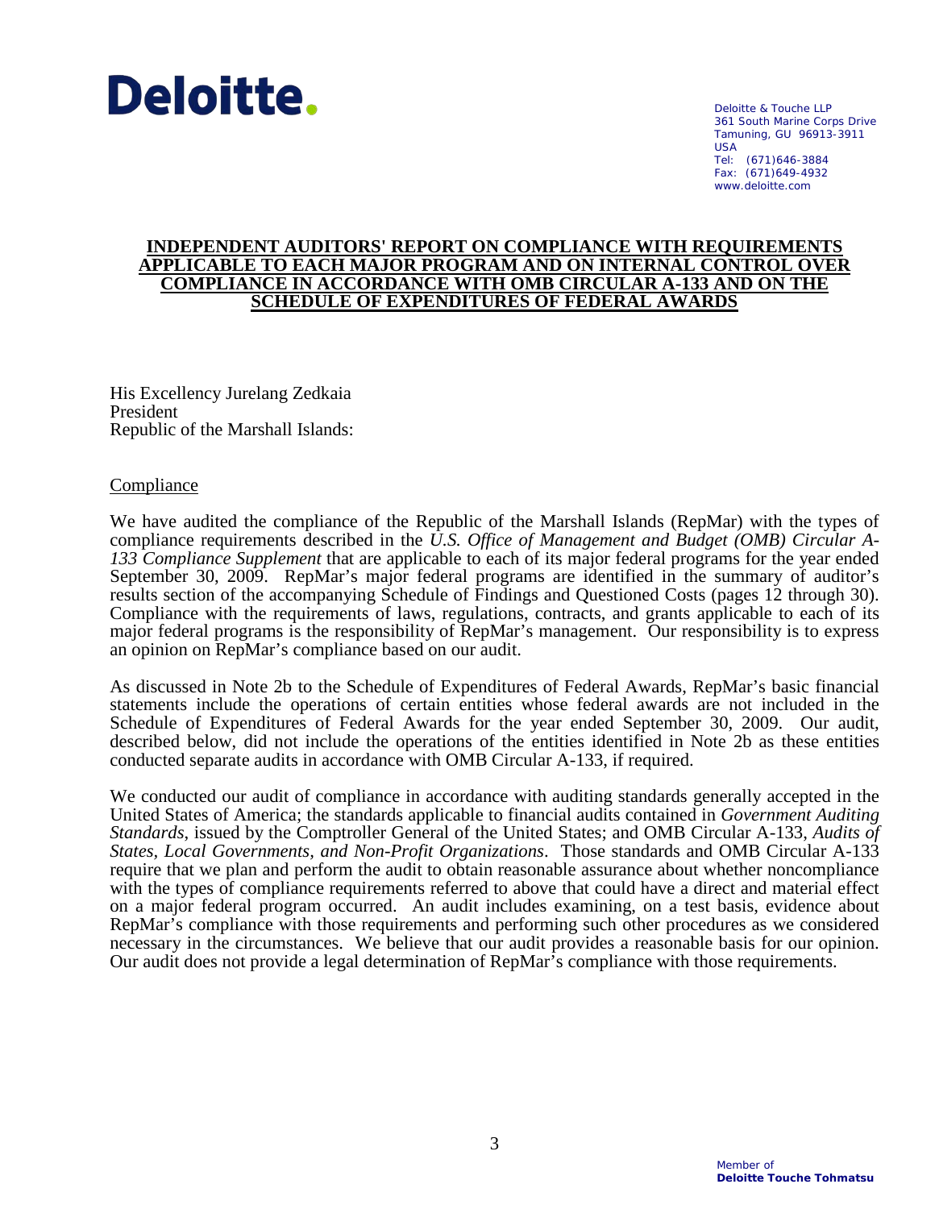**Deloitte.**

Deloitte & Touche LLP
361 South Marine Corps Drive
Tamuning, GU 96913-3911
USA
Tel: (671)646-3884
Fax: (671)649-4932
www.deloitte.com

## INDEPENDENT AUDITORS' REPORT ON COMPLIANCE WITH REQUIREMENTS APPLICABLE TO EACH MAJOR PROGRAM AND ON INTERNAL CONTROL OVER COMPLIANCE IN ACCORDANCE WITH OMB CIRCULAR A-133 AND ON THE SCHEDULE OF EXPENDITURES OF FEDERAL AWARDS

His Excellency Jurelang Zedkaia
President
Republic of the Marshall Islands:

### Compliance

We have audited the compliance of the Republic of the Marshall Islands (RepMar) with the types of compliance requirements described in the *U.S. Office of Management and Budget (OMB) Circular A-133 Compliance Supplement* that are applicable to each of its major federal programs for the year ended September 30, 2009. RepMar's major federal programs are identified in the summary of auditor's results section of the accompanying Schedule of Findings and Questioned Costs (pages 12 through 30). Compliance with the requirements of laws, regulations, contracts, and grants applicable to each of its major federal programs is the responsibility of RepMar's management. Our responsibility is to express an opinion on RepMar's compliance based on our audit.

As discussed in Note 2b to the Schedule of Expenditures of Federal Awards, RepMar's basic financial statements include the operations of certain entities whose federal awards are not included in the Schedule of Expenditures of Federal Awards for the year ended September 30, 2009. Our audit, described below, did not include the operations of the entities identified in Note 2b as these entities conducted separate audits in accordance with OMB Circular A-133, if required.

We conducted our audit of compliance in accordance with auditing standards generally accepted in the United States of America; the standards applicable to financial audits contained in *Government Auditing Standards*, issued by the Comptroller General of the United States; and OMB Circular A-133, *Audits of States, Local Governments, and Non-Profit Organizations*. Those standards and OMB Circular A-133 require that we plan and perform the audit to obtain reasonable assurance about whether noncompliance with the types of compliance requirements referred to above that could have a direct and material effect on a major federal program occurred. An audit includes examining, on a test basis, evidence about RepMar's compliance with those requirements and performing such other procedures as we considered necessary in the circumstances. We believe that our audit provides a reasonable basis for our opinion. Our audit does not provide a legal determination of RepMar's compliance with those requirements.

Member of
**Deloitte Touche Tohmatsu**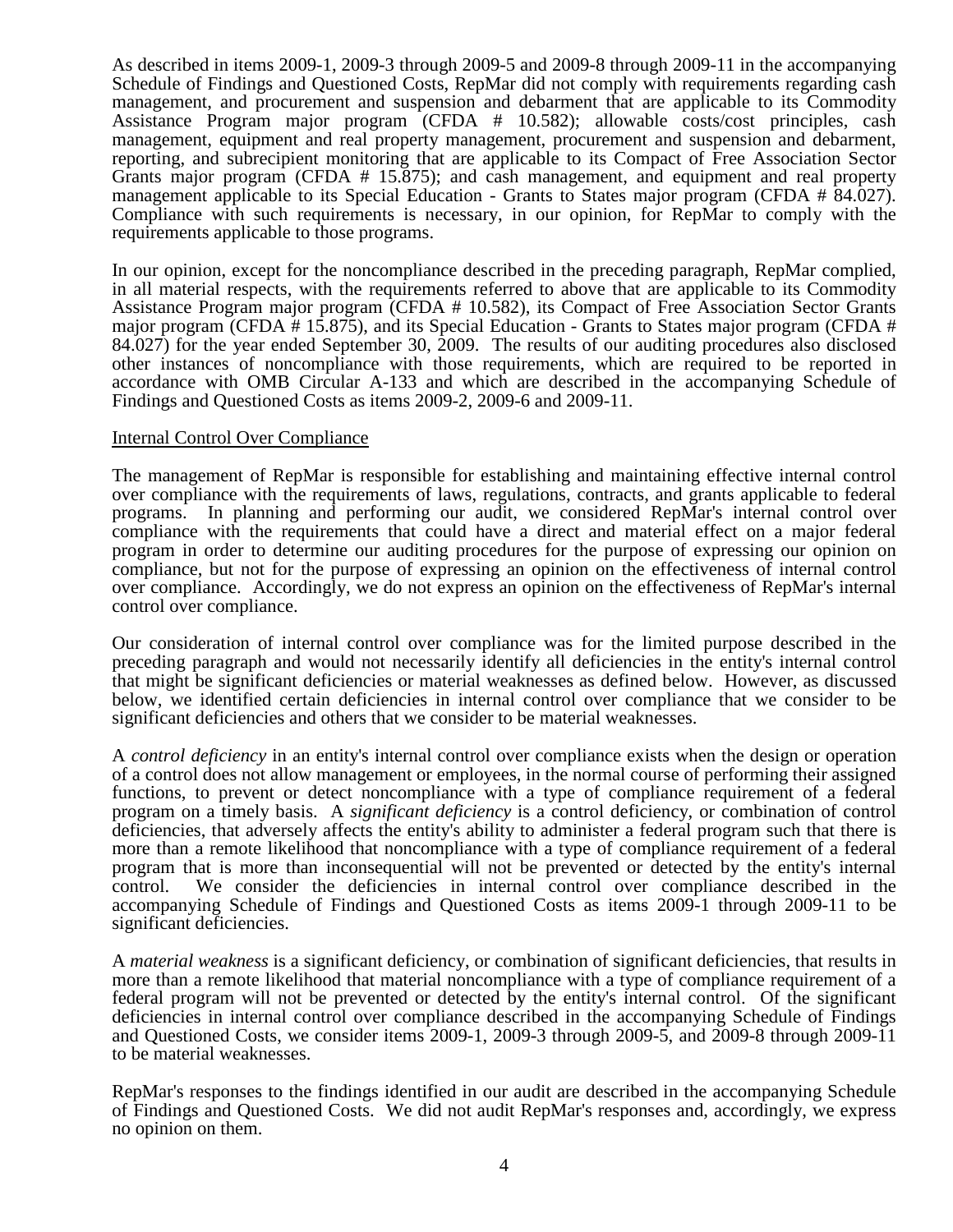As described in items 2009-1, 2009-3 through 2009-5 and 2009-8 through 2009-11 in the accompanying Schedule of Findings and Questioned Costs, RepMar did not comply with requirements regarding cash management, and procurement and suspension and debarment that are applicable to its Commodity Assistance Program major program (CFDA # 10.582); allowable costs/cost principles, cash management, equipment and real property management, procurement and suspension and debarment, reporting, and subrecipient monitoring that are applicable to its Compact of Free Association Sector Grants major program (CFDA # 15.875); and cash management, and equipment and real property management applicable to its Special Education - Grants to States major program (CFDA # 84.027). Compliance with such requirements is necessary, in our opinion, for RepMar to comply with the requirements applicable to those programs.

In our opinion, except for the noncompliance described in the preceding paragraph, RepMar complied, in all material respects, with the requirements referred to above that are applicable to its Commodity Assistance Program major program (CFDA # 10.582), its Compact of Free Association Sector Grants major program (CFDA # 15.875), and its Special Education - Grants to States major program (CFDA # 84.027) for the year ended September 30, 2009. The results of our auditing procedures also disclosed other instances of noncompliance with those requirements, which are required to be reported in accordance with OMB Circular A-133 and which are described in the accompanying Schedule of Findings and Questioned Costs as items 2009-2, 2009-6 and 2009-11.

Internal Control Over Compliance

The management of RepMar is responsible for establishing and maintaining effective internal control over compliance with the requirements of laws, regulations, contracts, and grants applicable to federal programs. In planning and performing our audit, we considered RepMar's internal control over compliance with the requirements that could have a direct and material effect on a major federal program in order to determine our auditing procedures for the purpose of expressing our opinion on compliance, but not for the purpose of expressing an opinion on the effectiveness of internal control over compliance. Accordingly, we do not express an opinion on the effectiveness of RepMar's internal control over compliance.

Our consideration of internal control over compliance was for the limited purpose described in the preceding paragraph and would not necessarily identify all deficiencies in the entity's internal control that might be significant deficiencies or material weaknesses as defined below. However, as discussed below, we identified certain deficiencies in internal control over compliance that we consider to be significant deficiencies and others that we consider to be material weaknesses.

A *control deficiency* in an entity's internal control over compliance exists when the design or operation of a control does not allow management or employees, in the normal course of performing their assigned functions, to prevent or detect noncompliance with a type of compliance requirement of a federal program on a timely basis. A *significant deficiency* is a control deficiency, or combination of control deficiencies, that adversely affects the entity's ability to administer a federal program such that there is more than a remote likelihood that noncompliance with a type of compliance requirement of a federal program that is more than inconsequential will not be prevented or detected by the entity's internal control. We consider the deficiencies in internal control over compliance described in the accompanying Schedule of Findings and Questioned Costs as items 2009-1 through 2009-11 to be significant deficiencies.

A *material weakness* is a significant deficiency, or combination of significant deficiencies, that results in more than a remote likelihood that material noncompliance with a type of compliance requirement of a federal program will not be prevented or detected by the entity's internal control. Of the significant deficiencies in internal control over compliance described in the accompanying Schedule of Findings and Questioned Costs, we consider items 2009-1, 2009-3 through 2009-5, and 2009-8 through 2009-11 to be material weaknesses.

RepMar's responses to the findings identified in our audit are described in the accompanying Schedule of Findings and Questioned Costs. We did not audit RepMar's responses and, accordingly, we express no opinion on them.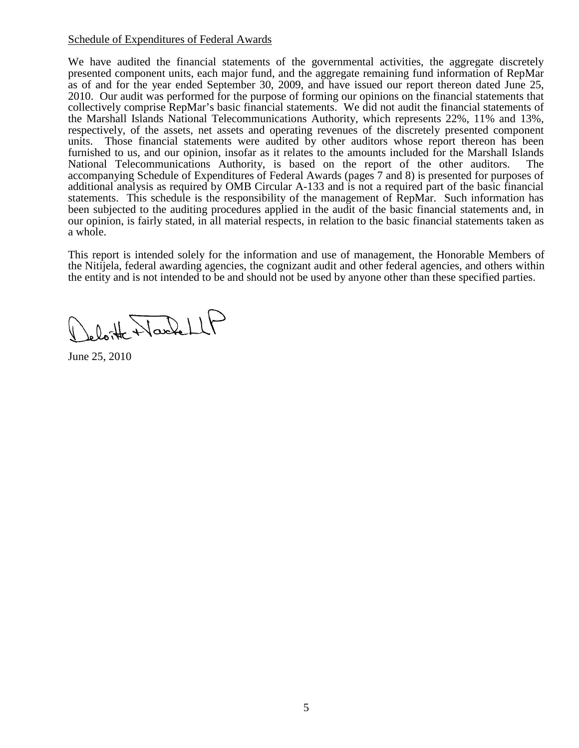Schedule of Expenditures of Federal Awards

We have audited the financial statements of the governmental activities, the aggregate discretely presented component units, each major fund, and the aggregate remaining fund information of RepMar as of and for the year ended September 30, 2009, and have issued our report thereon dated June 25, 2010. Our audit was performed for the purpose of forming our opinions on the financial statements that collectively comprise RepMar's basic financial statements. We did not audit the financial statements of the Marshall Islands National Telecommunications Authority, which represents 22%, 11% and 13%, respectively, of the assets, net assets and operating revenues of the discretely presented component units. Those financial statements were audited by other auditors whose report thereon has been furnished to us, and our opinion, insofar as it relates to the amounts included for the Marshall Islands National Telecommunications Authority, is based on the report of the other auditors. The accompanying Schedule of Expenditures of Federal Awards (pages 7 and 8) is presented for purposes of additional analysis as required by OMB Circular A-133 and is not a required part of the basic financial statements. This schedule is the responsibility of the management of RepMar. Such information has been subjected to the auditing procedures applied in the audit of the basic financial statements and, in our opinion, is fairly stated, in all material respects, in relation to the basic financial statements taken as a whole.

This report is intended solely for the information and use of management, the Honorable Members of the Nitijela, federal awarding agencies, the cognizant audit and other federal agencies, and others within the entity and is not intended to be and should not be used by anyone other than these specified parties.

Deloitte & Touche LLP

June 25, 2010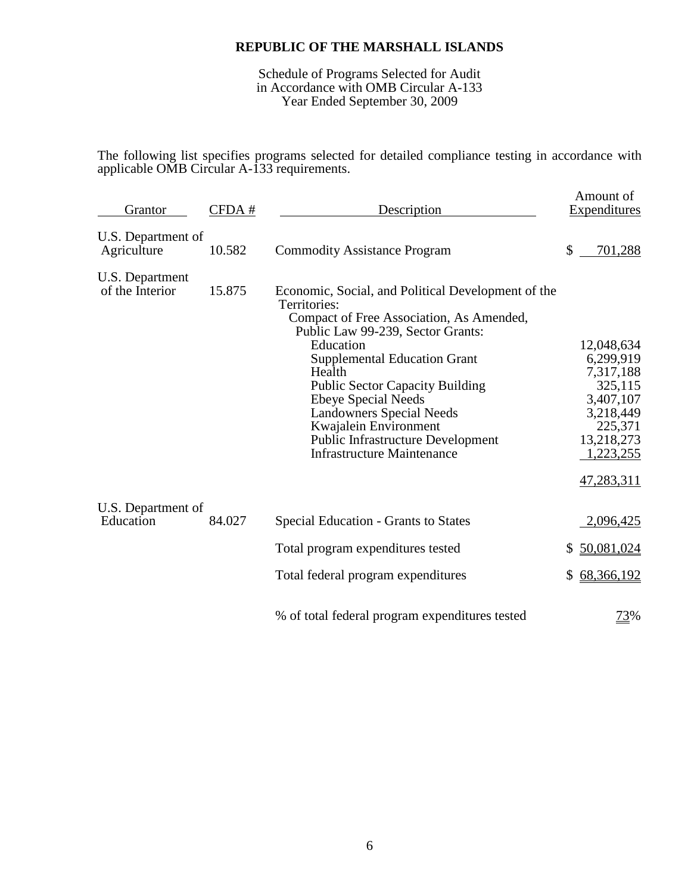# REPUBLIC OF THE MARSHALL ISLANDS

Schedule of Programs Selected for Audit
in Accordance with OMB Circular A-133
Year Ended September 30, 2009

The following list specifies programs selected for detailed compliance testing in accordance with applicable OMB Circular A-133 requirements.

| Grantor | CFDA # | Description | Amount of Expenditures |
|---|---|---|---|
| U.S. Department of Agriculture | 10.582 | Commodity Assistance Program | $ 701,288 |
| U.S. Department of the Interior | 15.875 | Economic, Social, and Political Development of the Territories: | |
| | | Compact of Free Association, As Amended, Public Law 99-239, Sector Grants: | |
| | | Education | 12,048,634 |
| | | Supplemental Education Grant | 6,299,919 |
| | | Health | 7,317,188 |
| | | Public Sector Capacity Building | 325,115 |
| | | Ebeye Special Needs | 3,407,107 |
| | | Landowners Special Needs | 3,218,449 |
| | | Kwajalein Environment | 225,371 |
| | | Public Infrastructure Development | 13,218,273 |
| | | Infrastructure Maintenance | 1,223,255 |
| | | | 47,283,311 |
| U.S. Department of Education | 84.027 | Special Education - Grants to States | 2,096,425 |
| | | Total program expenditures tested | $ 50,081,024 |
| | | Total federal program expenditures | $ 68,366,192 |
| | | % of total federal program expenditures tested | 73% |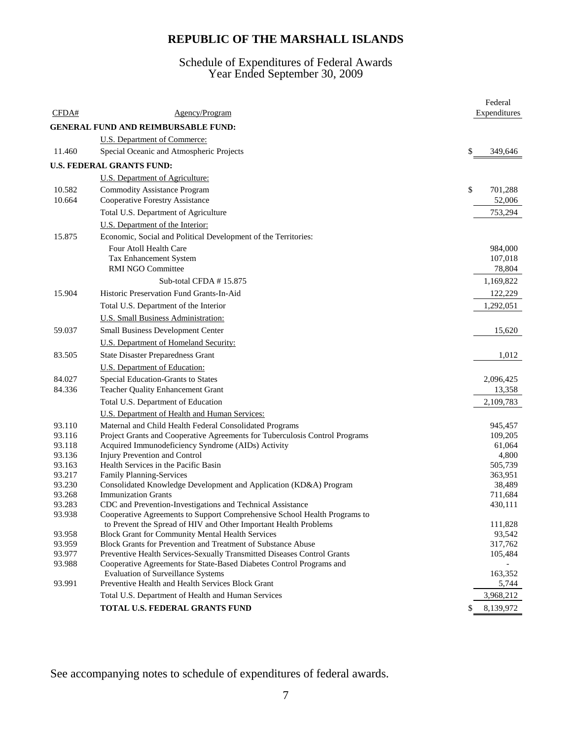# REPUBLIC OF THE MARSHALL ISLANDS

## Schedule of Expenditures of Federal Awards
## Year Ended September 30, 2009

| CFDA# | Agency/Program | Federal Expenditures |
|---|---|---|
| | **GENERAL FUND AND REIMBURSABLE FUND:** | |
| | U.S. Department of Commerce: | |
| 11.460 | Special Oceanic and Atmospheric Projects | $ 349,646 |
| | **U.S. FEDERAL GRANTS FUND:** | |
| | U.S. Department of Agriculture: | |
| 10.582 | Commodity Assistance Program | $ 701,288 |
| 10.664 | Cooperative Forestry Assistance | 52,006 |
| | Total U.S. Department of Agriculture | 753,294 |
| | U.S. Department of the Interior: | |
| 15.875 | Economic, Social and Political Development of the Territories: | |
| | Four Atoll Health Care | 984,000 |
| | Tax Enhancement System | 107,018 |
| | RMI NGO Committee | 78,804 |
| | Sub-total CFDA # 15.875 | 1,169,822 |
| 15.904 | Historic Preservation Fund Grants-In-Aid | 122,229 |
| | Total U.S. Department of the Interior | 1,292,051 |
| | U.S. Small Business Administration: | |
| 59.037 | Small Business Development Center | 15,620 |
| | U.S. Department of Homeland Security: | |
| 83.505 | State Disaster Preparedness Grant | 1,012 |
| | U.S. Department of Education: | |
| 84.027 | Special Education-Grants to States | 2,096,425 |
| 84.336 | Teacher Quality Enhancement Grant | 13,358 |
| | Total U.S. Department of Education | 2,109,783 |
| | U.S. Department of Health and Human Services: | |
| 93.110 | Maternal and Child Health Federal Consolidated Programs | 945,457 |
| 93.116 | Project Grants and Cooperative Agreements for Tuberculosis Control Programs | 109,205 |
| 93.118 | Acquired Immunodeficiency Syndrome (AIDs) Activity | 61,064 |
| 93.136 | Injury Prevention and Control | 4,800 |
| 93.163 | Health Services in the Pacific Basin | 505,739 |
| 93.217 | Family Planning-Services | 363,951 |
| 93.230 | Consolidated Knowledge Development and Application (KD&A) Program | 38,489 |
| 93.268 | Immunization Grants | 711,684 |
| 93.283 | CDC and Prevention-Investigations and Technical Assistance | 430,111 |
| 93.938 | Cooperative Agreements to Support Comprehensive School Health Programs to to Prevent the Spread of HIV and Other Important Health Problems | 111,828 |
| 93.958 | Block Grant for Community Mental Health Services | 93,542 |
| 93.959 | Block Grants for Prevention and Treatment of Substance Abuse | 317,762 |
| 93.977 | Preventive Health Services-Sexually Transmitted Diseases Control Grants | 105,484 |
| 93.988 | Cooperative Agreements for State-Based Diabetes Control Programs and Evaluation of Surveillance Systems | - 163,352 |
| 93.991 | Preventive Health and Health Services Block Grant | 5,744 |
| | Total U.S. Department of Health and Human Services | 3,968,212 |
| | **TOTAL U.S. FEDERAL GRANTS FUND** | $ 8,139,972 |

See accompanying notes to schedule of expenditures of federal awards.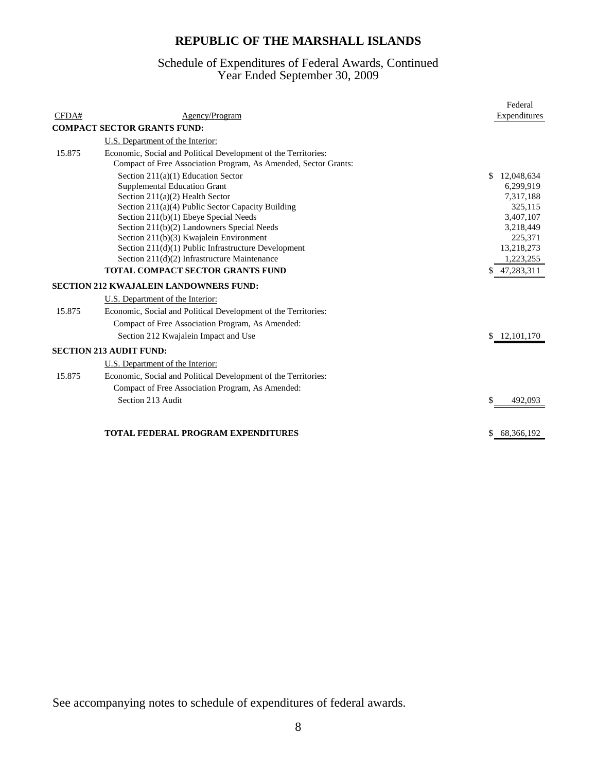# REPUBLIC OF THE MARSHALL ISLANDS

## Schedule of Expenditures of Federal Awards, Continued
## Year Ended September 30, 2009

| CFDA# | Agency/Program | Federal Expenditures |
|---|---|---|
| | **COMPACT SECTOR GRANTS FUND:** | |
| | U.S. Department of the Interior: | |
| 15.875 | Economic, Social and Political Development of the Territories: | |
| | Compact of Free Association Program, As Amended, Sector Grants: | |
| | Section 211(a)(1) Education Sector | $ 12,048,634 |
| | Supplemental Education Grant | 6,299,919 |
| | Section 211(a)(2) Health Sector | 7,317,188 |
| | Section 211(a)(4) Public Sector Capacity Building | 325,115 |
| | Section 211(b)(1) Ebeye Special Needs | 3,407,107 |
| | Section 211(b)(2) Landowners Special Needs | 3,218,449 |
| | Section 211(b)(3) Kwajalein Environment | 225,371 |
| | Section 211(d)(1) Public Infrastructure Development | 13,218,273 |
| | Section 211(d)(2) Infrastructure Maintenance | 1,223,255 |
| | **TOTAL COMPACT SECTOR GRANTS FUND** | $ 47,283,311 |
| | **SECTION 212 KWAJALEIN LANDOWNERS FUND:** | |
| | U.S. Department of the Interior: | |
| 15.875 | Economic, Social and Political Development of the Territories: | |
| | Compact of Free Association Program, As Amended: | |
| | Section 212 Kwajalein Impact and Use | $ 12,101,170 |
| | **SECTION 213 AUDIT FUND:** | |
| | U.S. Department of the Interior: | |
| 15.875 | Economic, Social and Political Development of the Territories: | |
| | Compact of Free Association Program, As Amended: | |
| | Section 213 Audit | $ 492,093 |
| | **TOTAL FEDERAL PROGRAM EXPENDITURES** | $ 68,366,192 |

See accompanying notes to schedule of expenditures of federal awards.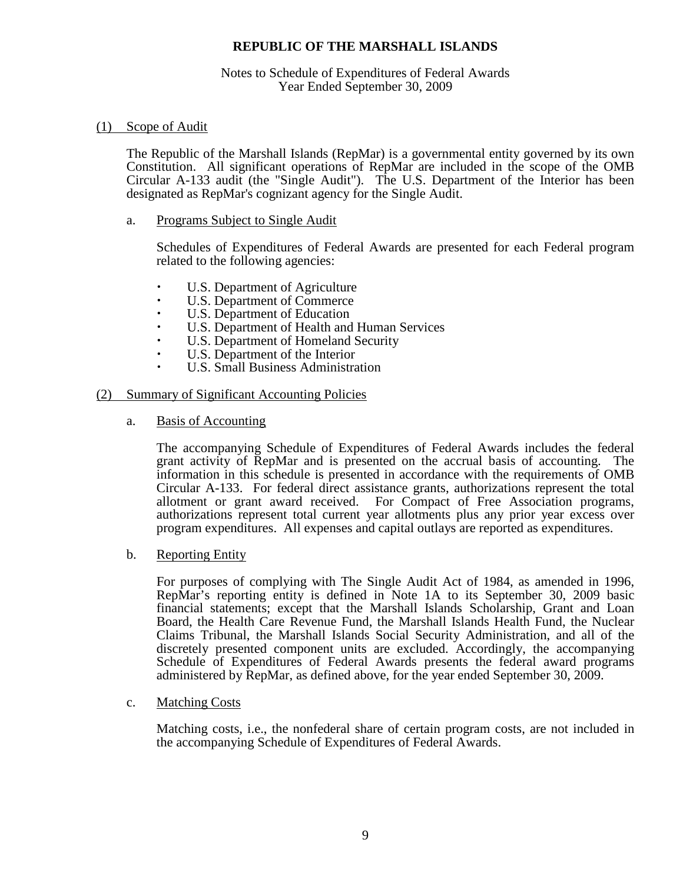# REPUBLIC OF THE MARSHALL ISLANDS

Notes to Schedule of Expenditures of Federal Awards
Year Ended September 30, 2009

## (1) Scope of Audit

The Republic of the Marshall Islands (RepMar) is a governmental entity governed by its own Constitution. All significant operations of RepMar are included in the scope of the OMB Circular A-133 audit (the "Single Audit"). The U.S. Department of the Interior has been designated as RepMar's cognizant agency for the Single Audit.

### a. Programs Subject to Single Audit

Schedules of Expenditures of Federal Awards are presented for each Federal program related to the following agencies:

- U.S. Department of Agriculture
- U.S. Department of Commerce
- U.S. Department of Education
- U.S. Department of Health and Human Services
- U.S. Department of Homeland Security
- U.S. Department of the Interior
- U.S. Small Business Administration

## (2) Summary of Significant Accounting Policies

### a. Basis of Accounting

The accompanying Schedule of Expenditures of Federal Awards includes the federal grant activity of RepMar and is presented on the accrual basis of accounting. The information in this schedule is presented in accordance with the requirements of OMB Circular A-133. For federal direct assistance grants, authorizations represent the total allotment or grant award received. For Compact of Free Association programs, authorizations represent total current year allotments plus any prior year excess over program expenditures. All expenses and capital outlays are reported as expenditures.

### b. Reporting Entity

For purposes of complying with The Single Audit Act of 1984, as amended in 1996, RepMar's reporting entity is defined in Note 1A to its September 30, 2009 basic financial statements; except that the Marshall Islands Scholarship, Grant and Loan Board, the Health Care Revenue Fund, the Marshall Islands Health Fund, the Nuclear Claims Tribunal, the Marshall Islands Social Security Administration, and all of the discretely presented component units are excluded. Accordingly, the accompanying Schedule of Expenditures of Federal Awards presents the federal award programs administered by RepMar, as defined above, for the year ended September 30, 2009.

### c. Matching Costs

Matching costs, i.e., the nonfederal share of certain program costs, are not included in the accompanying Schedule of Expenditures of Federal Awards.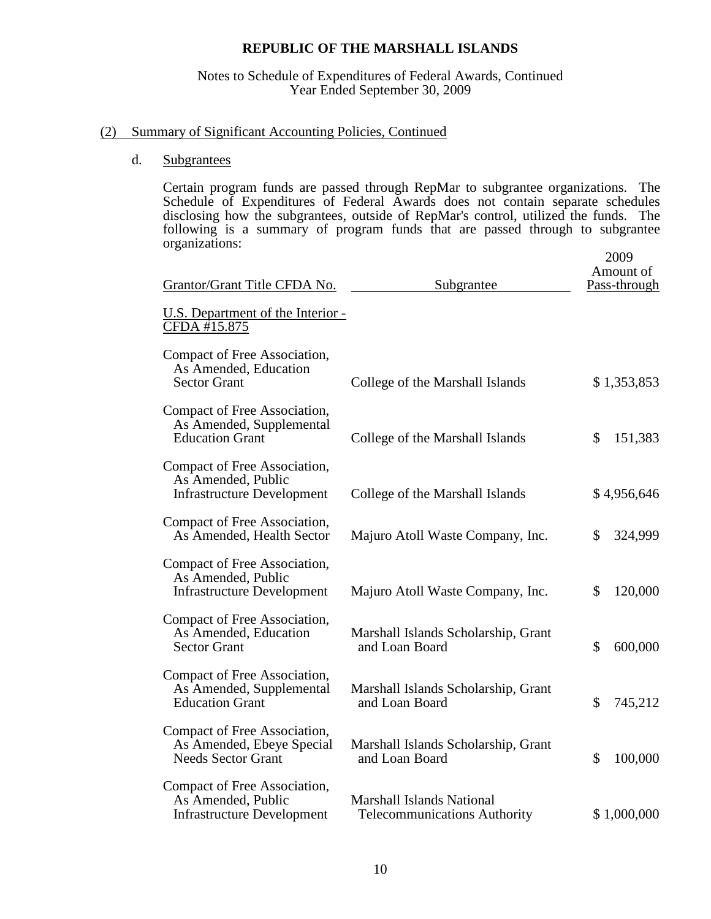# REPUBLIC OF THE MARSHALL ISLANDS

Notes to Schedule of Expenditures of Federal Awards, Continued
Year Ended September 30, 2009

## (2) Summary of Significant Accounting Policies, Continued

### d. Subgrantees

Certain program funds are passed through RepMar to subgrantee organizations. The Schedule of Expenditures of Federal Awards does not contain separate schedules disclosing how the subgrantees, outside of RepMar's control, utilized the funds. The following is a summary of program funds that are passed through to subgrantee organizations:

| Grantor/Grant Title CFDA No. | Subgrantee | 2009 Amount of Pass-through |
|---|---|---|
| U.S. Department of the Interior - CFDA #15.875 | | |
| Compact of Free Association, As Amended, Education Sector Grant | College of the Marshall Islands | $ 1,353,853 |
| Compact of Free Association, As Amended, Supplemental Education Grant | College of the Marshall Islands | $ 151,383 |
| Compact of Free Association, As Amended, Public Infrastructure Development | College of the Marshall Islands | $ 4,956,646 |
| Compact of Free Association, As Amended, Health Sector | Majuro Atoll Waste Company, Inc. | $ 324,999 |
| Compact of Free Association, As Amended, Public Infrastructure Development | Majuro Atoll Waste Company, Inc. | $ 120,000 |
| Compact of Free Association, As Amended, Education Sector Grant | Marshall Islands Scholarship, Grant and Loan Board | $ 600,000 |
| Compact of Free Association, As Amended, Supplemental Education Grant | Marshall Islands Scholarship, Grant and Loan Board | $ 745,212 |
| Compact of Free Association, As Amended, Ebeye Special Needs Sector Grant | Marshall Islands Scholarship, Grant and Loan Board | $ 100,000 |
| Compact of Free Association, As Amended, Public Infrastructure Development | Marshall Islands National Telecommunications Authority | $ 1,000,000 |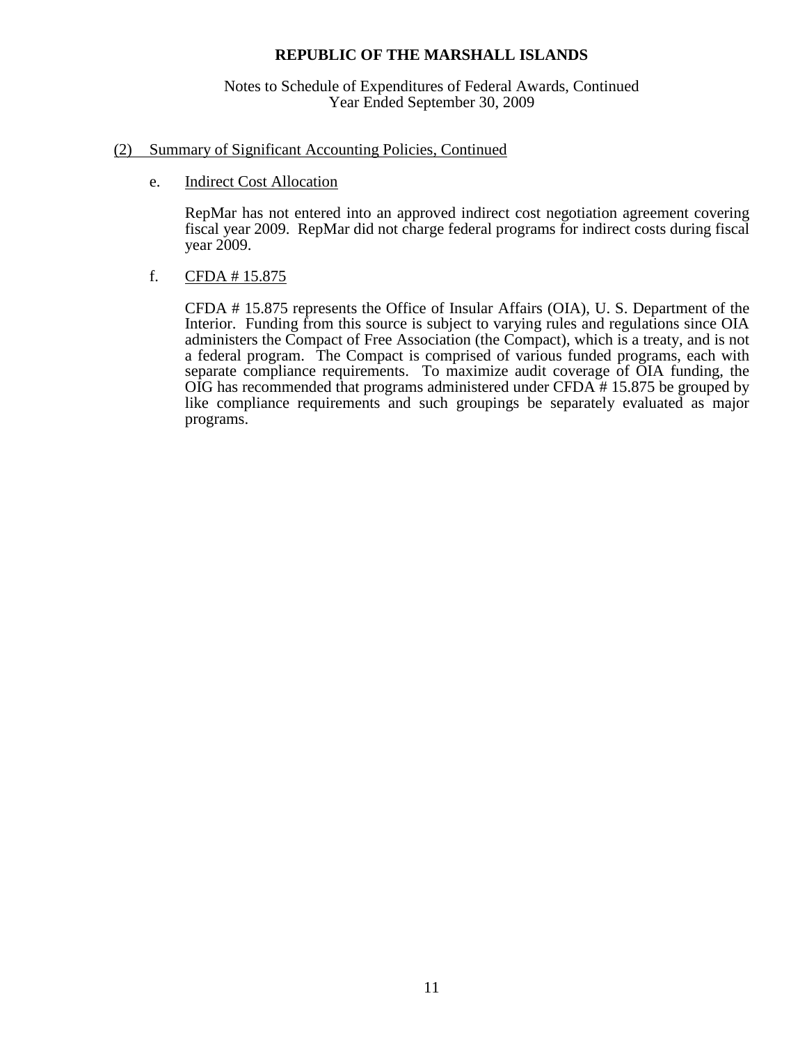# REPUBLIC OF THE MARSHALL ISLANDS

Notes to Schedule of Expenditures of Federal Awards, Continued
Year Ended September 30, 2009

## (2) Summary of Significant Accounting Policies, Continued

### e. Indirect Cost Allocation

RepMar has not entered into an approved indirect cost negotiation agreement covering fiscal year 2009. RepMar did not charge federal programs for indirect costs during fiscal year 2009.

### f. CFDA # 15.875

CFDA # 15.875 represents the Office of Insular Affairs (OIA), U. S. Department of the Interior. Funding from this source is subject to varying rules and regulations since OIA administers the Compact of Free Association (the Compact), which is a treaty, and is not a federal program. The Compact is comprised of various funded programs, each with separate compliance requirements. To maximize audit coverage of OIA funding, the OIG has recommended that programs administered under CFDA # 15.875 be grouped by like compliance requirements and such groupings be separately evaluated as major programs.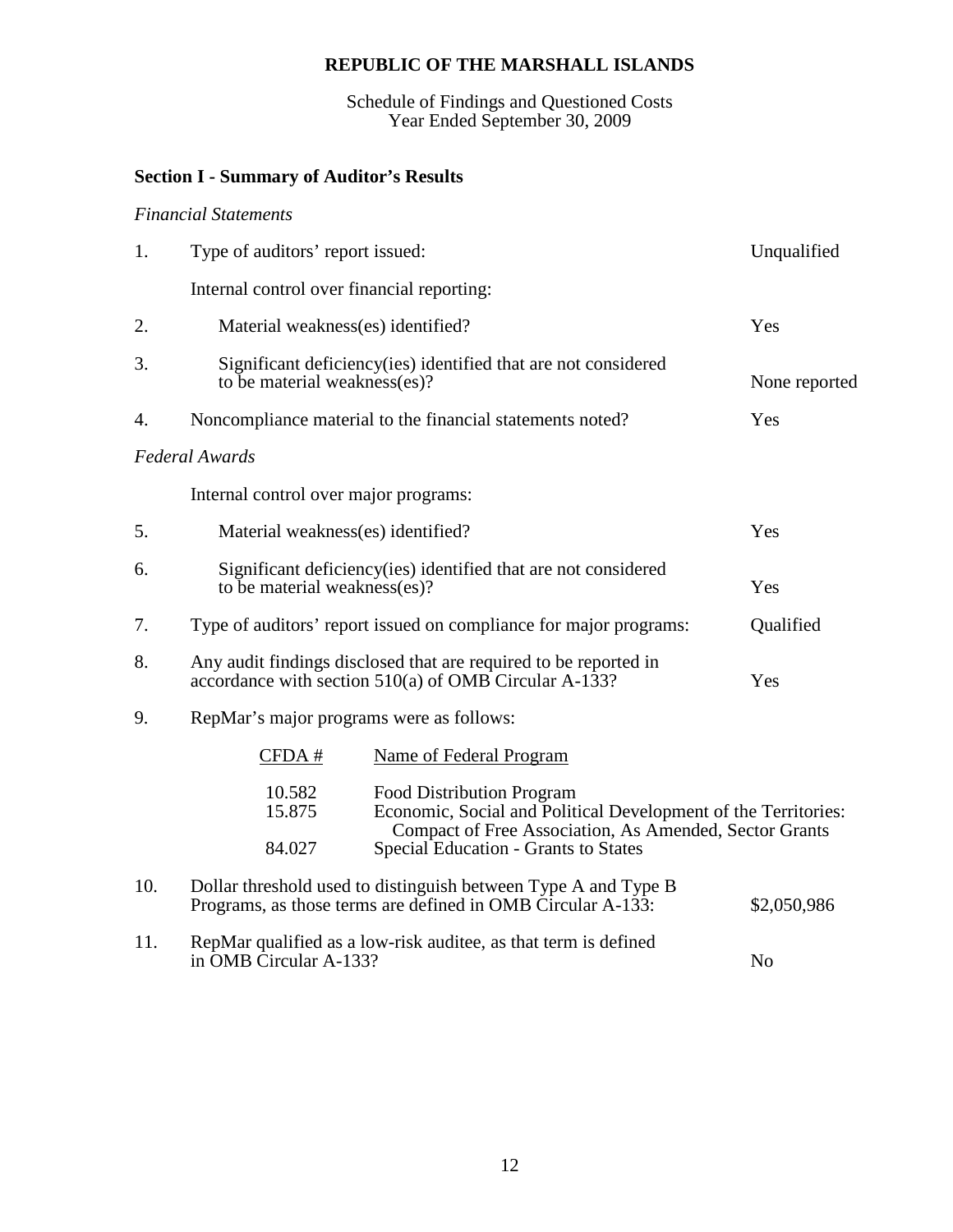# REPUBLIC OF THE MARSHALL ISLANDS

Schedule of Findings and Questioned Costs
Year Ended September 30, 2009

## Section I - Summary of Auditor's Results

*Financial Statements*

| | | |
|---|---|---|
| 1. | Type of auditors' report issued: | Unqualified |
| | Internal control over financial reporting: | |
| 2. | Material weakness(es) identified? | Yes |
| 3. | Significant deficiency(ies) identified that are not considered to be material weakness(es)? | None reported |
| 4. | Noncompliance material to the financial statements noted? | Yes |

*Federal Awards*

| | | |
|---|---|---|
| | Internal control over major programs: | |
| 5. | Material weakness(es) identified? | Yes |
| 6. | Significant deficiency(ies) identified that are not considered to be material weakness(es)? | Yes |
| 7. | Type of auditors' report issued on compliance for major programs: | Qualified |
| 8. | Any audit findings disclosed that are required to be reported in accordance with section 510(a) of OMB Circular A-133? | Yes |
| 9. | RepMar's major programs were as follows: | |

| CFDA # | Name of Federal Program |
|---|---|
| 10.582 | Food Distribution Program |
| 15.875 | Economic, Social and Political Development of the Territories: Compact of Free Association, As Amended, Sector Grants |
| 84.027 | Special Education - Grants to States |

| | | |
|---|---|---|
| 10. | Dollar threshold used to distinguish between Type A and Type B Programs, as those terms are defined in OMB Circular A-133: | \$2,050,986 |
| 11. | RepMar qualified as a low-risk auditee, as that term is defined in OMB Circular A-133? | No |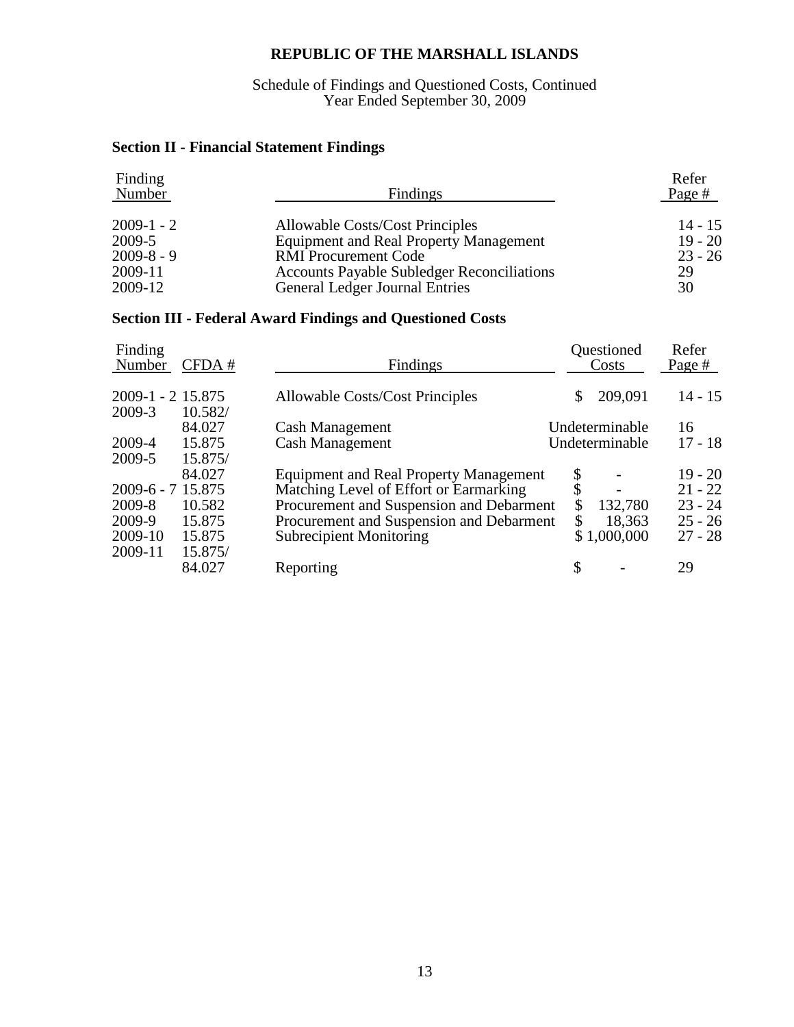**REPUBLIC OF THE MARSHALL ISLANDS**

Schedule of Findings and Questioned Costs, Continued
Year Ended September 30, 2009

### Section II - Financial Statement Findings

| Finding Number | Findings | Refer Page # |
|---|---|---|
| 2009-1 - 2 | Allowable Costs/Cost Principles | 14 - 15 |
| 2009-5 | Equipment and Real Property Management | 19 - 20 |
| 2009-8 - 9 | RMI Procurement Code | 23 - 26 |
| 2009-11 | Accounts Payable Subledger Reconciliations | 29 |
| 2009-12 | General Ledger Journal Entries | 30 |

### Section III - Federal Award Findings and Questioned Costs

| Finding Number | CFDA # | Findings | Questioned Costs | Refer Page # |
|---|---|---|---|---|
| 2009-1 - 2 | 15.875 | Allowable Costs/Cost Principles | $ 209,091 | 14 - 15 |
| 2009-3 | 10.582/ 84.027 | Cash Management | Undeterminable | 16 |
| 2009-4 | 15.875 | Cash Management | Undeterminable | 17 - 18 |
| 2009-5 | 15.875/ 84.027 | Equipment and Real Property Management | $ - | 19 - 20 |
| 2009-6 - 7 | 15.875 | Matching Level of Effort or Earmarking | $ - | 21 - 22 |
| 2009-8 | 10.582 | Procurement and Suspension and Debarment | $ 132,780 | 23 - 24 |
| 2009-9 | 15.875 | Procurement and Suspension and Debarment | $ 18,363 | 25 - 26 |
| 2009-10 | 15.875 | Subrecipient Monitoring | $ 1,000,000 | 27 - 28 |
| 2009-11 | 15.875/ 84.027 | Reporting | $ - | 29 |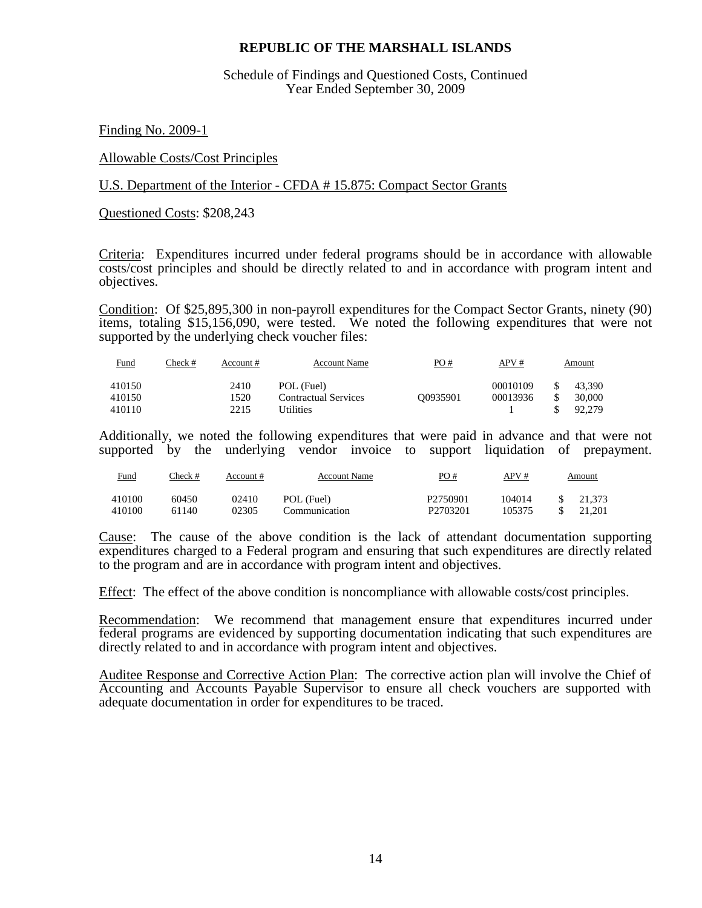# REPUBLIC OF THE MARSHALL ISLANDS

Schedule of Findings and Questioned Costs, Continued
Year Ended September 30, 2009

Finding No. 2009-1

Allowable Costs/Cost Principles

U.S. Department of the Interior - CFDA # 15.875: Compact Sector Grants

Questioned Costs: $208,243

Criteria: Expenditures incurred under federal programs should be in accordance with allowable costs/cost principles and should be directly related to and in accordance with program intent and objectives.

Condition: Of $25,895,300 in non-payroll expenditures for the Compact Sector Grants, ninety (90) items, totaling $15,156,090, were tested. We noted the following expenditures that were not supported by the underlying check voucher files:

| Fund | Check # | Account # | Account Name | PO # | APV # | Amount |
|---|---|---|---|---|---|---|
| 410150 | | 2410 | POL (Fuel) | | 00010109 | $ 43,390 |
| 410150 | | 1520 | Contractual Services | Q0935901 | 00013936 | $ 30,000 |
| 410110 | | 2215 | Utilities | | 1 | $ 92,279 |

Additionally, we noted the following expenditures that were paid in advance and that were not supported by the underlying vendor invoice to support liquidation of prepayment.

| Fund | Check # | Account # | Account Name | PO # | APV # | Amount |
|---|---|---|---|---|---|---|
| 410100 | 60450 | 02410 | POL (Fuel) | P2750901 | 104014 | $ 21,373 |
| 410100 | 61140 | 02305 | Communication | P2703201 | 105375 | $ 21,201 |

Cause: The cause of the above condition is the lack of attendant documentation supporting expenditures charged to a Federal program and ensuring that such expenditures are directly related to the program and are in accordance with program intent and objectives.

Effect: The effect of the above condition is noncompliance with allowable costs/cost principles.

Recommendation: We recommend that management ensure that expenditures incurred under federal programs are evidenced by supporting documentation indicating that such expenditures are directly related to and in accordance with program intent and objectives.

Auditee Response and Corrective Action Plan: The corrective action plan will involve the Chief of Accounting and Accounts Payable Supervisor to ensure all check vouchers are supported with adequate documentation in order for expenditures to be traced.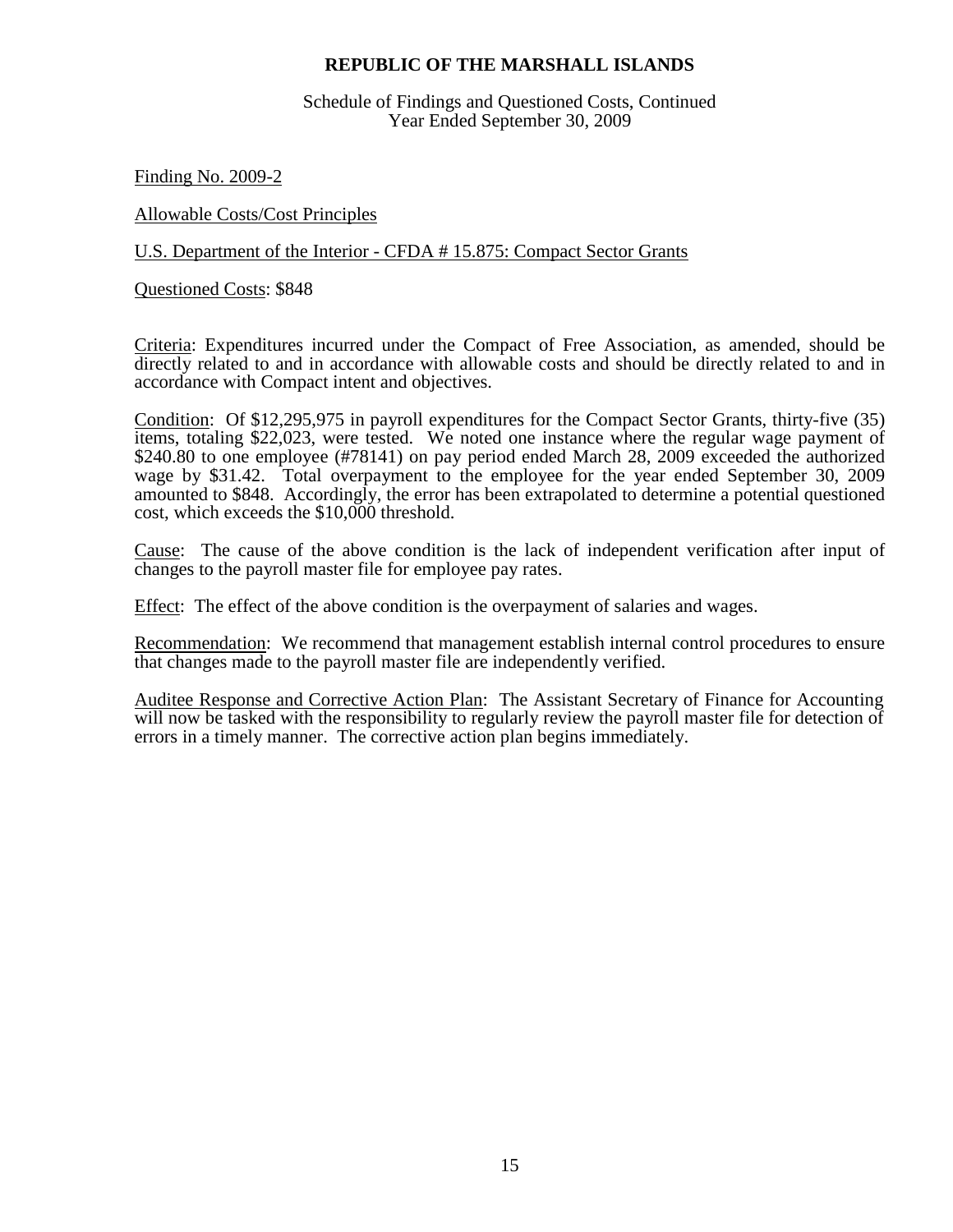**REPUBLIC OF THE MARSHALL ISLANDS**

Schedule of Findings and Questioned Costs, Continued
Year Ended September 30, 2009

Finding No. 2009-2

Allowable Costs/Cost Principles

U.S. Department of the Interior - CFDA # 15.875: Compact Sector Grants

Questioned Costs: $848

Criteria: Expenditures incurred under the Compact of Free Association, as amended, should be directly related to and in accordance with allowable costs and should be directly related to and in accordance with Compact intent and objectives.

Condition: Of $12,295,975 in payroll expenditures for the Compact Sector Grants, thirty-five (35) items, totaling $22,023, were tested. We noted one instance where the regular wage payment of $240.80 to one employee (#78141) on pay period ended March 28, 2009 exceeded the authorized wage by $31.42. Total overpayment to the employee for the year ended September 30, 2009 amounted to $848. Accordingly, the error has been extrapolated to determine a potential questioned cost, which exceeds the $10,000 threshold.

Cause: The cause of the above condition is the lack of independent verification after input of changes to the payroll master file for employee pay rates.

Effect: The effect of the above condition is the overpayment of salaries and wages.

Recommendation: We recommend that management establish internal control procedures to ensure that changes made to the payroll master file are independently verified.

Auditee Response and Corrective Action Plan: The Assistant Secretary of Finance for Accounting will now be tasked with the responsibility to regularly review the payroll master file for detection of errors in a timely manner. The corrective action plan begins immediately.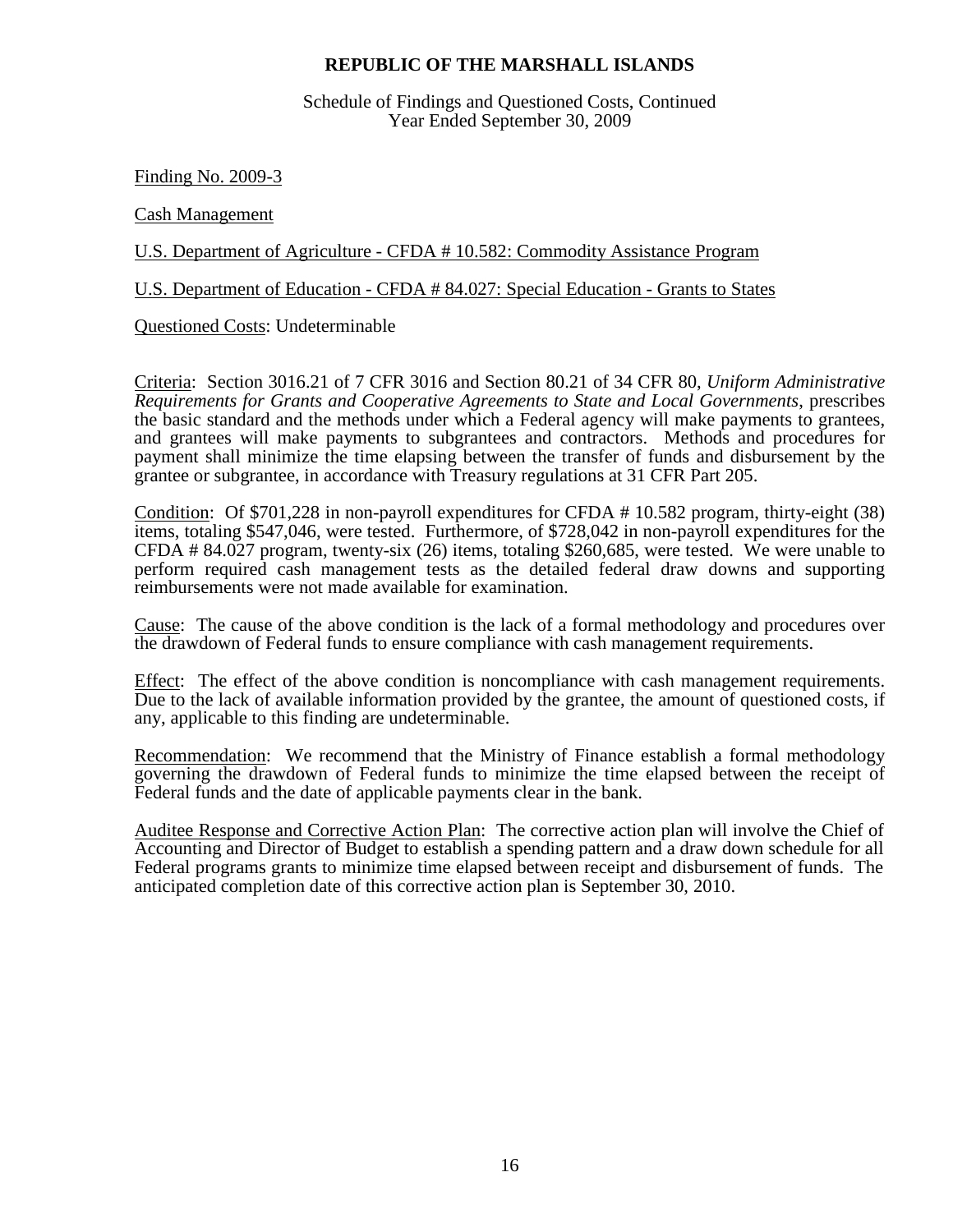**REPUBLIC OF THE MARSHALL ISLANDS**

Schedule of Findings and Questioned Costs, Continued
Year Ended September 30, 2009

Finding No. 2009-3

Cash Management

U.S. Department of Agriculture - CFDA # 10.582: Commodity Assistance Program

U.S. Department of Education - CFDA # 84.027: Special Education - Grants to States

Questioned Costs: Undeterminable

Criteria: Section 3016.21 of 7 CFR 3016 and Section 80.21 of 34 CFR 80, *Uniform Administrative Requirements for Grants and Cooperative Agreements to State and Local Governments*, prescribes the basic standard and the methods under which a Federal agency will make payments to grantees, and grantees will make payments to subgrantees and contractors. Methods and procedures for payment shall minimize the time elapsing between the transfer of funds and disbursement by the grantee or subgrantee, in accordance with Treasury regulations at 31 CFR Part 205.

Condition: Of $701,228 in non-payroll expenditures for CFDA # 10.582 program, thirty-eight (38) items, totaling $547,046, were tested. Furthermore, of $728,042 in non-payroll expenditures for the CFDA # 84.027 program, twenty-six (26) items, totaling $260,685, were tested. We were unable to perform required cash management tests as the detailed federal draw downs and supporting reimbursements were not made available for examination.

Cause: The cause of the above condition is the lack of a formal methodology and procedures over the drawdown of Federal funds to ensure compliance with cash management requirements.

Effect: The effect of the above condition is noncompliance with cash management requirements. Due to the lack of available information provided by the grantee, the amount of questioned costs, if any, applicable to this finding are undeterminable.

Recommendation: We recommend that the Ministry of Finance establish a formal methodology governing the drawdown of Federal funds to minimize the time elapsed between the receipt of Federal funds and the date of applicable payments clear in the bank.

Auditee Response and Corrective Action Plan: The corrective action plan will involve the Chief of Accounting and Director of Budget to establish a spending pattern and a draw down schedule for all Federal programs grants to minimize time elapsed between receipt and disbursement of funds. The anticipated completion date of this corrective action plan is September 30, 2010.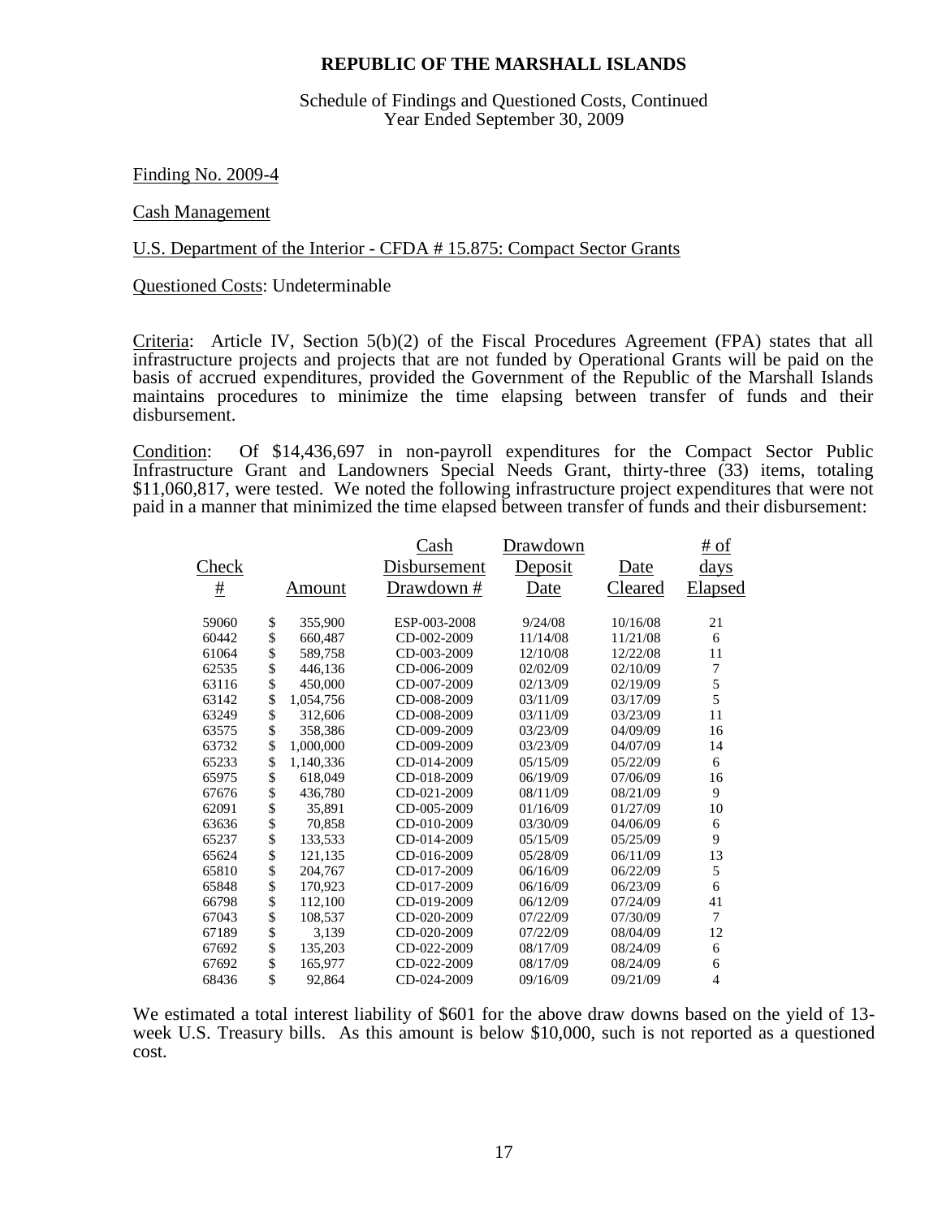**REPUBLIC OF THE MARSHALL ISLANDS**

Schedule of Findings and Questioned Costs, Continued
Year Ended September 30, 2009

Finding No. 2009-4

Cash Management

U.S. Department of the Interior - CFDA # 15.875: Compact Sector Grants

Questioned Costs: Undeterminable

Criteria: Article IV, Section 5(b)(2) of the Fiscal Procedures Agreement (FPA) states that all infrastructure projects and projects that are not funded by Operational Grants will be paid on the basis of accrued expenditures, provided the Government of the Republic of the Marshall Islands maintains procedures to minimize the time elapsing between transfer of funds and their disbursement.

Condition: Of $14,436,697 in non-payroll expenditures for the Compact Sector Public Infrastructure Grant and Landowners Special Needs Grant, thirty-three (33) items, totaling $11,060,817, were tested. We noted the following infrastructure project expenditures that were not paid in a manner that minimized the time elapsed between transfer of funds and their disbursement:

| Check # | Amount | Cash Disbursement Drawdown # | Drawdown Deposit Date | Date Cleared | # of days Elapsed |
|---|---|---|---|---|---|
| 59060 | $ 355,900 | ESP-003-2008 | 9/24/08 | 10/16/08 | 21 |
| 60442 | $ 660,487 | CD-002-2009 | 11/14/08 | 11/21/08 | 6 |
| 61064 | $ 589,758 | CD-003-2009 | 12/10/08 | 12/22/08 | 11 |
| 62535 | $ 446,136 | CD-006-2009 | 02/02/09 | 02/10/09 | 7 |
| 63116 | $ 450,000 | CD-007-2009 | 02/13/09 | 02/19/09 | 5 |
| 63142 | $ 1,054,756 | CD-008-2009 | 03/11/09 | 03/17/09 | 5 |
| 63249 | $ 312,606 | CD-008-2009 | 03/11/09 | 03/23/09 | 11 |
| 63575 | $ 358,386 | CD-009-2009 | 03/23/09 | 04/09/09 | 16 |
| 63732 | $ 1,000,000 | CD-009-2009 | 03/23/09 | 04/07/09 | 14 |
| 65233 | $ 1,140,336 | CD-014-2009 | 05/15/09 | 05/22/09 | 6 |
| 65975 | $ 618,049 | CD-018-2009 | 06/19/09 | 07/06/09 | 16 |
| 67676 | $ 436,780 | CD-021-2009 | 08/11/09 | 08/21/09 | 9 |
| 62091 | $ 35,891 | CD-005-2009 | 01/16/09 | 01/27/09 | 10 |
| 63636 | $ 70,858 | CD-010-2009 | 03/30/09 | 04/06/09 | 6 |
| 65237 | $ 133,533 | CD-014-2009 | 05/15/09 | 05/25/09 | 9 |
| 65624 | $ 121,135 | CD-016-2009 | 05/28/09 | 06/11/09 | 13 |
| 65810 | $ 204,767 | CD-017-2009 | 06/16/09 | 06/22/09 | 5 |
| 65848 | $ 170,923 | CD-017-2009 | 06/16/09 | 06/23/09 | 6 |
| 66798 | $ 112,100 | CD-019-2009 | 06/12/09 | 07/24/09 | 41 |
| 67043 | $ 108,537 | CD-020-2009 | 07/22/09 | 07/30/09 | 7 |
| 67189 | $ 3,139 | CD-020-2009 | 07/22/09 | 08/04/09 | 12 |
| 67692 | $ 135,203 | CD-022-2009 | 08/17/09 | 08/24/09 | 6 |
| 67692 | $ 165,977 | CD-022-2009 | 08/17/09 | 08/24/09 | 6 |
| 68436 | $ 92,864 | CD-024-2009 | 09/16/09 | 09/21/09 | 4 |

We estimated a total interest liability of $601 for the above draw downs based on the yield of 13-week U.S. Treasury bills. As this amount is below $10,000, such is not reported as a questioned cost.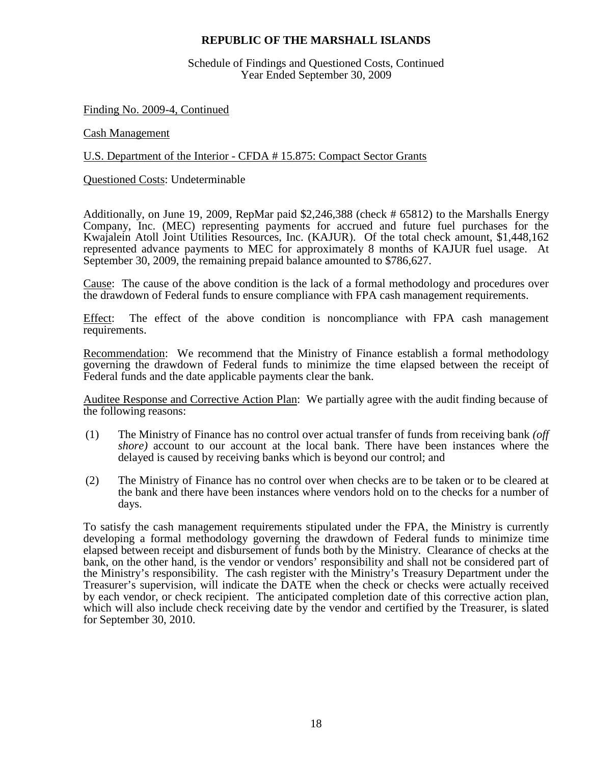**REPUBLIC OF THE MARSHALL ISLANDS**

Schedule of Findings and Questioned Costs, Continued
Year Ended September 30, 2009

Finding No. 2009-4, Continued

Cash Management

U.S. Department of the Interior - CFDA # 15.875: Compact Sector Grants

Questioned Costs: Undeterminable

Additionally, on June 19, 2009, RepMar paid $2,246,388 (check # 65812) to the Marshalls Energy Company, Inc. (MEC) representing payments for accrued and future fuel purchases for the Kwajalein Atoll Joint Utilities Resources, Inc. (KAJUR). Of the total check amount, $1,448,162 represented advance payments to MEC for approximately 8 months of KAJUR fuel usage. At September 30, 2009, the remaining prepaid balance amounted to $786,627.

Cause: The cause of the above condition is the lack of a formal methodology and procedures over the drawdown of Federal funds to ensure compliance with FPA cash management requirements.

Effect: The effect of the above condition is noncompliance with FPA cash management requirements.

Recommendation: We recommend that the Ministry of Finance establish a formal methodology governing the drawdown of Federal funds to minimize the time elapsed between the receipt of Federal funds and the date applicable payments clear the bank.

Auditee Response and Corrective Action Plan: We partially agree with the audit finding because of the following reasons:

(1) The Ministry of Finance has no control over actual transfer of funds from receiving bank *(off shore)* account to our account at the local bank. There have been instances where the delayed is caused by receiving banks which is beyond our control; and

(2) The Ministry of Finance has no control over when checks are to be taken or to be cleared at the bank and there have been instances where vendors hold on to the checks for a number of days.

To satisfy the cash management requirements stipulated under the FPA, the Ministry is currently developing a formal methodology governing the drawdown of Federal funds to minimize time elapsed between receipt and disbursement of funds both by the Ministry. Clearance of checks at the bank, on the other hand, is the vendor or vendors' responsibility and shall not be considered part of the Ministry's responsibility. The cash register with the Ministry's Treasury Department under the Treasurer's supervision, will indicate the DATE when the check or checks were actually received by each vendor, or check recipient. The anticipated completion date of this corrective action plan, which will also include check receiving date by the vendor and certified by the Treasurer, is slated for September 30, 2010.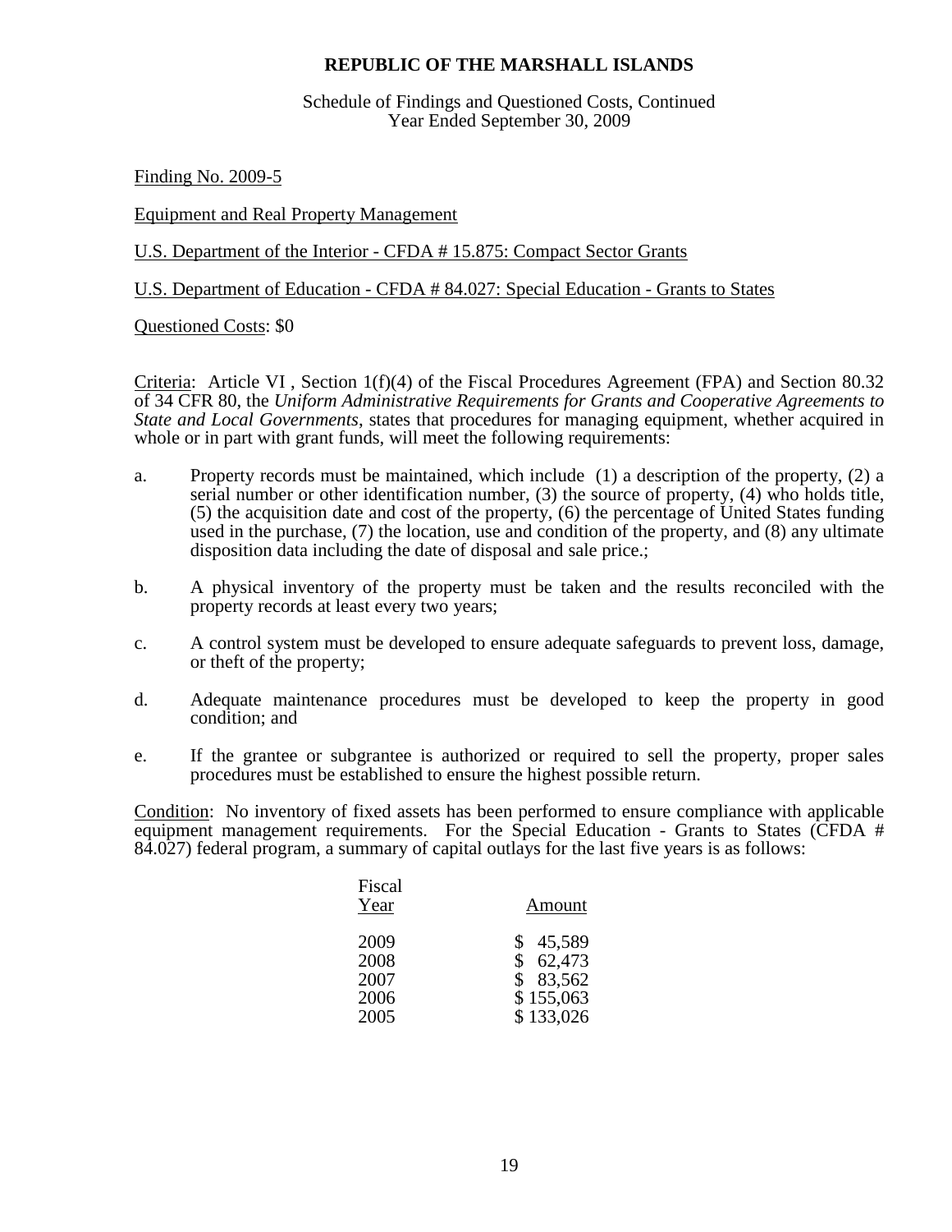# REPUBLIC OF THE MARSHALL ISLANDS

Schedule of Findings and Questioned Costs, Continued
Year Ended September 30, 2009

Finding No. 2009-5

Equipment and Real Property Management

U.S. Department of the Interior - CFDA # 15.875: Compact Sector Grants

U.S. Department of Education - CFDA # 84.027: Special Education - Grants to States

Questioned Costs: $0

Criteria: Article VI , Section 1(f)(4) of the Fiscal Procedures Agreement (FPA) and Section 80.32 of 34 CFR 80, the *Uniform Administrative Requirements for Grants and Cooperative Agreements to State and Local Governments*, states that procedures for managing equipment, whether acquired in whole or in part with grant funds, will meet the following requirements:

a. Property records must be maintained, which include (1) a description of the property, (2) a serial number or other identification number, (3) the source of property, (4) who holds title, (5) the acquisition date and cost of the property, (6) the percentage of United States funding used in the purchase, (7) the location, use and condition of the property, and (8) any ultimate disposition data including the date of disposal and sale price.;

b. A physical inventory of the property must be taken and the results reconciled with the property records at least every two years;

c. A control system must be developed to ensure adequate safeguards to prevent loss, damage, or theft of the property;

d. Adequate maintenance procedures must be developed to keep the property in good condition; and

e. If the grantee or subgrantee is authorized or required to sell the property, proper sales procedures must be established to ensure the highest possible return.

Condition: No inventory of fixed assets has been performed to ensure compliance with applicable equipment management requirements. For the Special Education - Grants to States (CFDA # 84.027) federal program, a summary of capital outlays for the last five years is as follows:

| Fiscal Year | Amount |
|---|---|
| 2009 | $ 45,589 |
| 2008 | $ 62,473 |
| 2007 | $ 83,562 |
| 2006 | $ 155,063 |
| 2005 | $ 133,026 |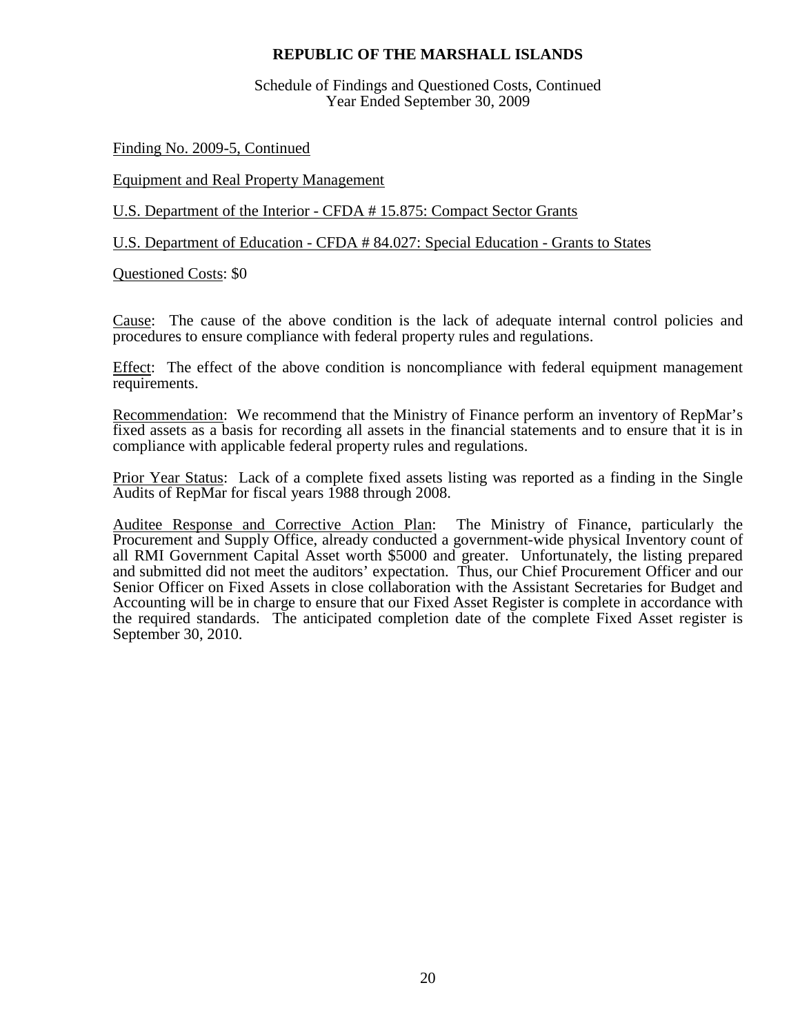**REPUBLIC OF THE MARSHALL ISLANDS**

Schedule of Findings and Questioned Costs, Continued
Year Ended September 30, 2009

Finding No. 2009-5, Continued

Equipment and Real Property Management

U.S. Department of the Interior - CFDA # 15.875: Compact Sector Grants

U.S. Department of Education - CFDA # 84.027: Special Education - Grants to States

Questioned Costs: $0

Cause: The cause of the above condition is the lack of adequate internal control policies and procedures to ensure compliance with federal property rules and regulations.

Effect: The effect of the above condition is noncompliance with federal equipment management requirements.

Recommendation: We recommend that the Ministry of Finance perform an inventory of RepMar's fixed assets as a basis for recording all assets in the financial statements and to ensure that it is in compliance with applicable federal property rules and regulations.

Prior Year Status: Lack of a complete fixed assets listing was reported as a finding in the Single Audits of RepMar for fiscal years 1988 through 2008.

Auditee Response and Corrective Action Plan: The Ministry of Finance, particularly the Procurement and Supply Office, already conducted a government-wide physical Inventory count of all RMI Government Capital Asset worth $5000 and greater. Unfortunately, the listing prepared and submitted did not meet the auditors' expectation. Thus, our Chief Procurement Officer and our Senior Officer on Fixed Assets in close collaboration with the Assistant Secretaries for Budget and Accounting will be in charge to ensure that our Fixed Asset Register is complete in accordance with the required standards. The anticipated completion date of the complete Fixed Asset register is September 30, 2010.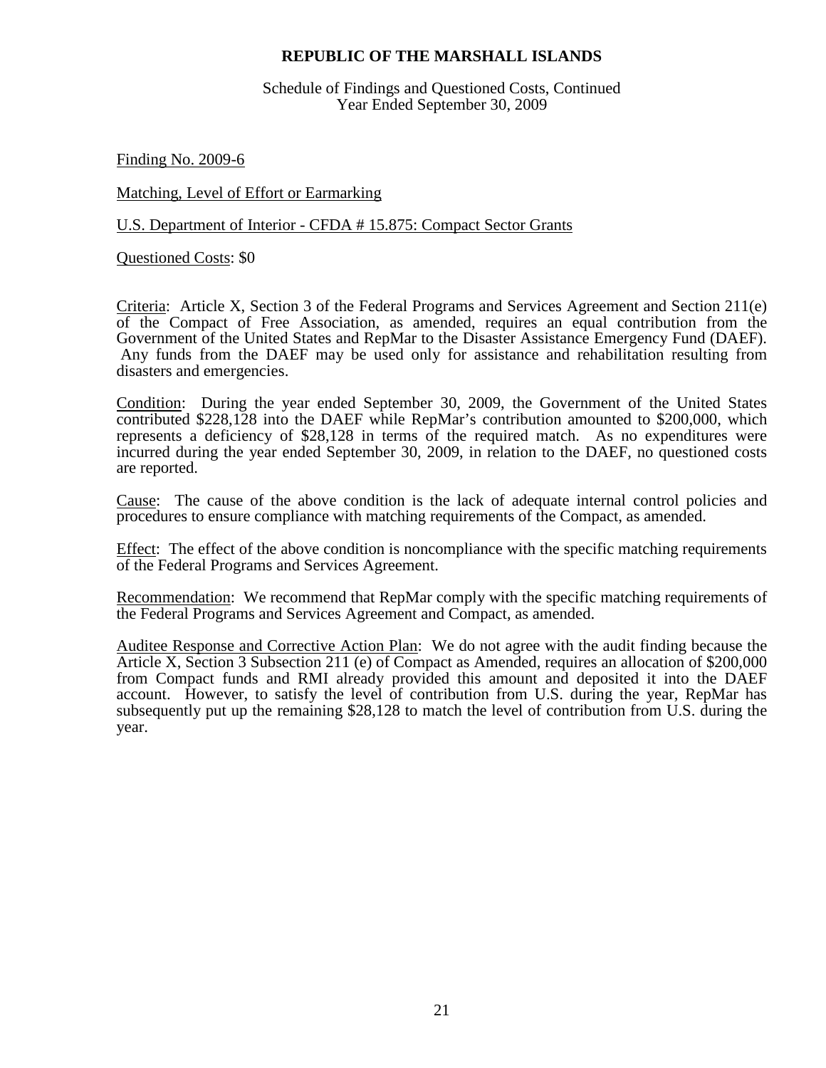# REPUBLIC OF THE MARSHALL ISLANDS

Schedule of Findings and Questioned Costs, Continued
Year Ended September 30, 2009

Finding No. 2009-6

Matching, Level of Effort or Earmarking

U.S. Department of Interior - CFDA # 15.875: Compact Sector Grants

Questioned Costs: $0

Criteria: Article X, Section 3 of the Federal Programs and Services Agreement and Section 211(e) of the Compact of Free Association, as amended, requires an equal contribution from the Government of the United States and RepMar to the Disaster Assistance Emergency Fund (DAEF). Any funds from the DAEF may be used only for assistance and rehabilitation resulting from disasters and emergencies.

Condition: During the year ended September 30, 2009, the Government of the United States contributed $228,128 into the DAEF while RepMar's contribution amounted to $200,000, which represents a deficiency of $28,128 in terms of the required match. As no expenditures were incurred during the year ended September 30, 2009, in relation to the DAEF, no questioned costs are reported.

Cause: The cause of the above condition is the lack of adequate internal control policies and procedures to ensure compliance with matching requirements of the Compact, as amended.

Effect: The effect of the above condition is noncompliance with the specific matching requirements of the Federal Programs and Services Agreement.

Recommendation: We recommend that RepMar comply with the specific matching requirements of the Federal Programs and Services Agreement and Compact, as amended.

Auditee Response and Corrective Action Plan: We do not agree with the audit finding because the Article X, Section 3 Subsection 211 (e) of Compact as Amended, requires an allocation of $200,000 from Compact funds and RMI already provided this amount and deposited it into the DAEF account. However, to satisfy the level of contribution from U.S. during the year, RepMar has subsequently put up the remaining $28,128 to match the level of contribution from U.S. during the year.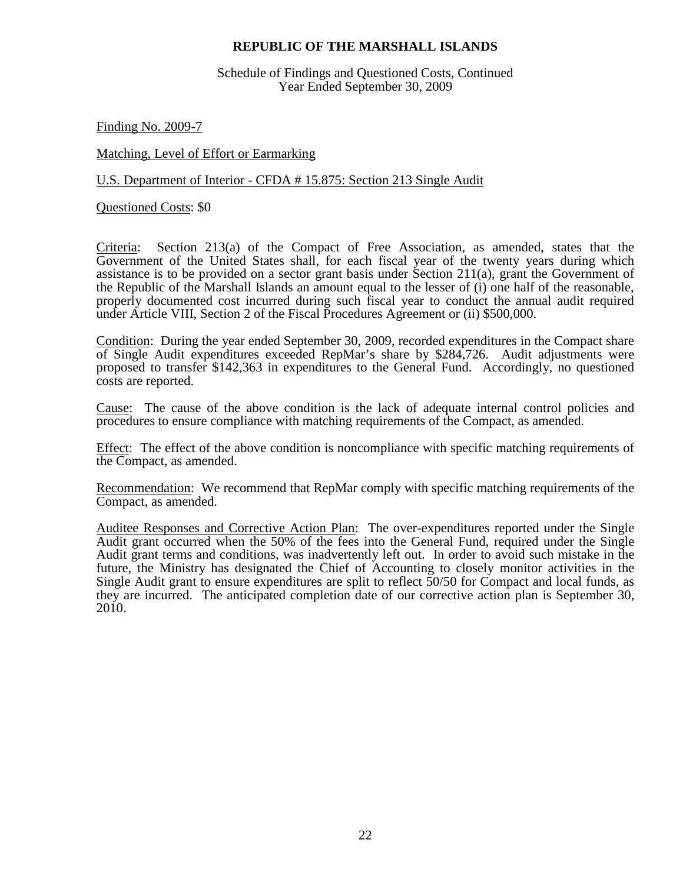# REPUBLIC OF THE MARSHALL ISLANDS

Schedule of Findings and Questioned Costs, Continued
Year Ended September 30, 2009

Finding No. 2009-7

Matching, Level of Effort or Earmarking

U.S. Department of Interior - CFDA # 15.875: Section 213 Single Audit

Questioned Costs: $0

Criteria: Section 213(a) of the Compact of Free Association, as amended, states that the Government of the United States shall, for each fiscal year of the twenty years during which assistance is to be provided on a sector grant basis under Section 211(a), grant the Government of the Republic of the Marshall Islands an amount equal to the lesser of (i) one half of the reasonable, properly documented cost incurred during such fiscal year to conduct the annual audit required under Article VIII, Section 2 of the Fiscal Procedures Agreement or (ii) $500,000.

Condition: During the year ended September 30, 2009, recorded expenditures in the Compact share of Single Audit expenditures exceeded RepMar's share by $284,726. Audit adjustments were proposed to transfer $142,363 in expenditures to the General Fund. Accordingly, no questioned costs are reported.

Cause: The cause of the above condition is the lack of adequate internal control policies and procedures to ensure compliance with matching requirements of the Compact, as amended.

Effect: The effect of the above condition is noncompliance with specific matching requirements of the Compact, as amended.

Recommendation: We recommend that RepMar comply with specific matching requirements of the Compact, as amended.

Auditee Responses and Corrective Action Plan: The over-expenditures reported under the Single Audit grant occurred when the 50% of the fees into the General Fund, required under the Single Audit grant terms and conditions, was inadvertently left out. In order to avoid such mistake in the future, the Ministry has designated the Chief of Accounting to closely monitor activities in the Single Audit grant to ensure expenditures are split to reflect 50/50 for Compact and local funds, as they are incurred. The anticipated completion date of our corrective action plan is September 30, 2010.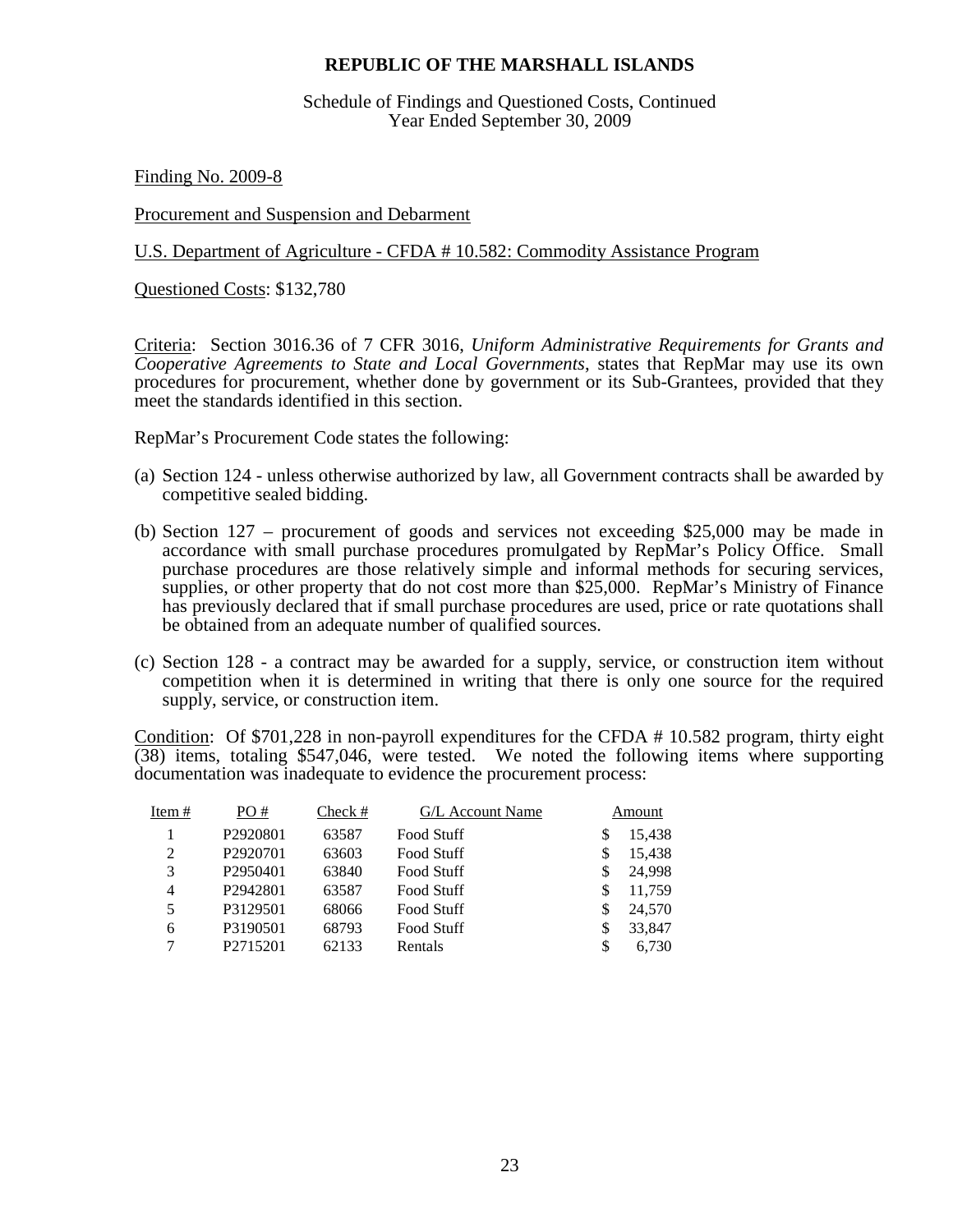**REPUBLIC OF THE MARSHALL ISLANDS**

Schedule of Findings and Questioned Costs, Continued
Year Ended September 30, 2009

Finding No. 2009-8

Procurement and Suspension and Debarment

U.S. Department of Agriculture - CFDA # 10.582: Commodity Assistance Program

Questioned Costs: $132,780

Criteria: Section 3016.36 of 7 CFR 3016, *Uniform Administrative Requirements for Grants and Cooperative Agreements to State and Local Governments*, states that RepMar may use its own procedures for procurement, whether done by government or its Sub-Grantees, provided that they meet the standards identified in this section.

RepMar's Procurement Code states the following:

(a) Section 124 - unless otherwise authorized by law, all Government contracts shall be awarded by competitive sealed bidding.

(b) Section 127 – procurement of goods and services not exceeding $25,000 may be made in accordance with small purchase procedures promulgated by RepMar's Policy Office. Small purchase procedures are those relatively simple and informal methods for securing services, supplies, or other property that do not cost more than $25,000. RepMar's Ministry of Finance has previously declared that if small purchase procedures are used, price or rate quotations shall be obtained from an adequate number of qualified sources.

(c) Section 128 - a contract may be awarded for a supply, service, or construction item without competition when it is determined in writing that there is only one source for the required supply, service, or construction item.

Condition: Of $701,228 in non-payroll expenditures for the CFDA # 10.582 program, thirty eight (38) items, totaling $547,046, were tested. We noted the following items where supporting documentation was inadequate to evidence the procurement process:

| Item # | PO # | Check # | G/L Account Name | Amount |
|---|---|---|---|---|
| 1 | P2920801 | 63587 | Food Stuff | $ 15,438 |
| 2 | P2920701 | 63603 | Food Stuff | $ 15,438 |
| 3 | P2950401 | 63840 | Food Stuff | $ 24,998 |
| 4 | P2942801 | 63587 | Food Stuff | $ 11,759 |
| 5 | P3129501 | 68066 | Food Stuff | $ 24,570 |
| 6 | P3190501 | 68793 | Food Stuff | $ 33,847 |
| 7 | P2715201 | 62133 | Rentals | $ 6,730 |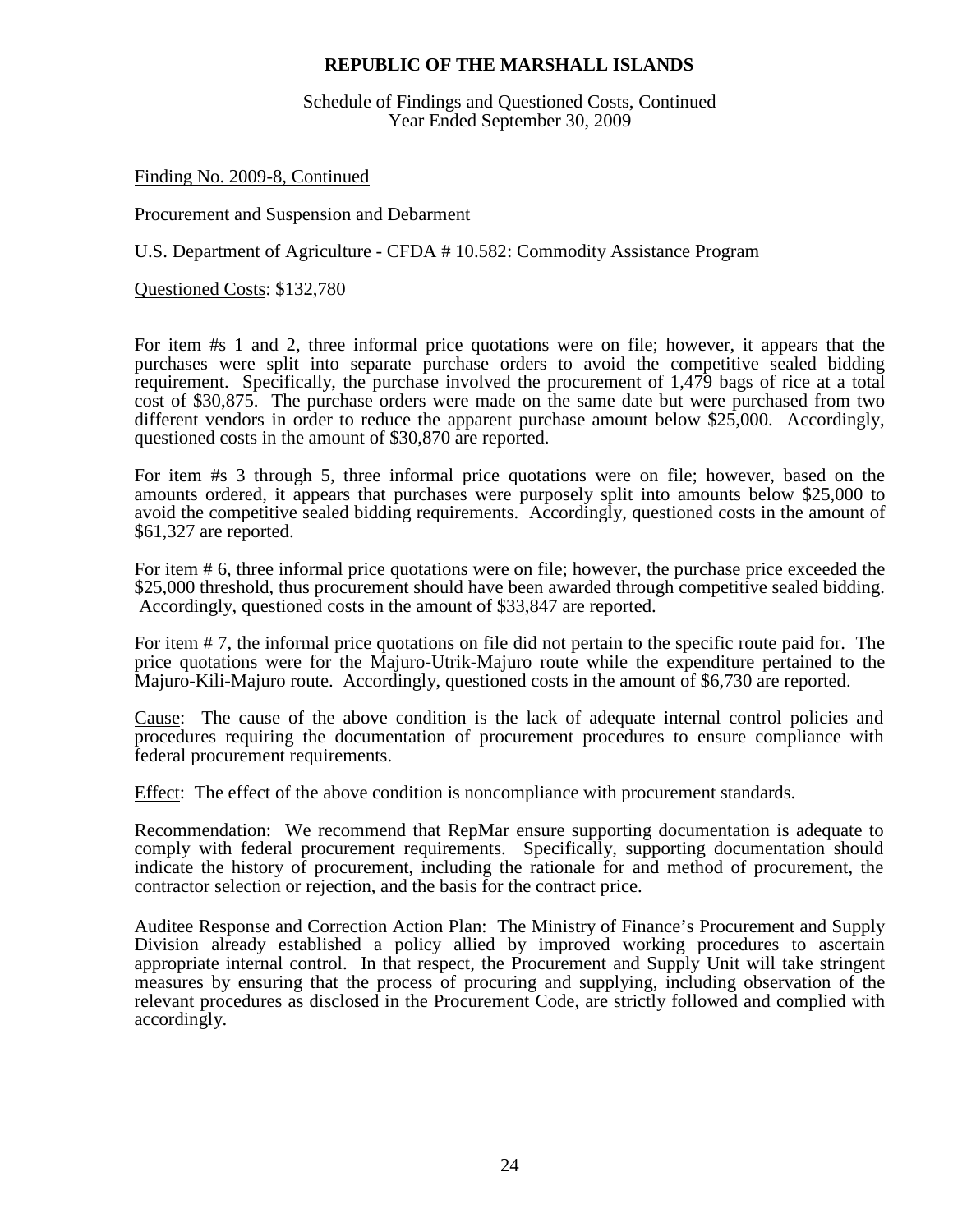**REPUBLIC OF THE MARSHALL ISLANDS**

Schedule of Findings and Questioned Costs, Continued
Year Ended September 30, 2009

Finding No. 2009-8, Continued

Procurement and Suspension and Debarment

U.S. Department of Agriculture - CFDA # 10.582: Commodity Assistance Program

Questioned Costs: $132,780

For item #s 1 and 2, three informal price quotations were on file; however, it appears that the purchases were split into separate purchase orders to avoid the competitive sealed bidding requirement. Specifically, the purchase involved the procurement of 1,479 bags of rice at a total cost of $30,875. The purchase orders were made on the same date but were purchased from two different vendors in order to reduce the apparent purchase amount below $25,000. Accordingly, questioned costs in the amount of $30,870 are reported.

For item #s 3 through 5, three informal price quotations were on file; however, based on the amounts ordered, it appears that purchases were purposely split into amounts below $25,000 to avoid the competitive sealed bidding requirements. Accordingly, questioned costs in the amount of $61,327 are reported.

For item # 6, three informal price quotations were on file; however, the purchase price exceeded the $25,000 threshold, thus procurement should have been awarded through competitive sealed bidding. Accordingly, questioned costs in the amount of $33,847 are reported.

For item # 7, the informal price quotations on file did not pertain to the specific route paid for. The price quotations were for the Majuro-Utrik-Majuro route while the expenditure pertained to the Majuro-Kili-Majuro route. Accordingly, questioned costs in the amount of $6,730 are reported.

Cause: The cause of the above condition is the lack of adequate internal control policies and procedures requiring the documentation of procurement procedures to ensure compliance with federal procurement requirements.

Effect: The effect of the above condition is noncompliance with procurement standards.

Recommendation: We recommend that RepMar ensure supporting documentation is adequate to comply with federal procurement requirements. Specifically, supporting documentation should indicate the history of procurement, including the rationale for and method of procurement, the contractor selection or rejection, and the basis for the contract price.

Auditee Response and Correction Action Plan: The Ministry of Finance's Procurement and Supply Division already established a policy allied by improved working procedures to ascertain appropriate internal control. In that respect, the Procurement and Supply Unit will take stringent measures by ensuring that the process of procuring and supplying, including observation of the relevant procedures as disclosed in the Procurement Code, are strictly followed and complied with accordingly.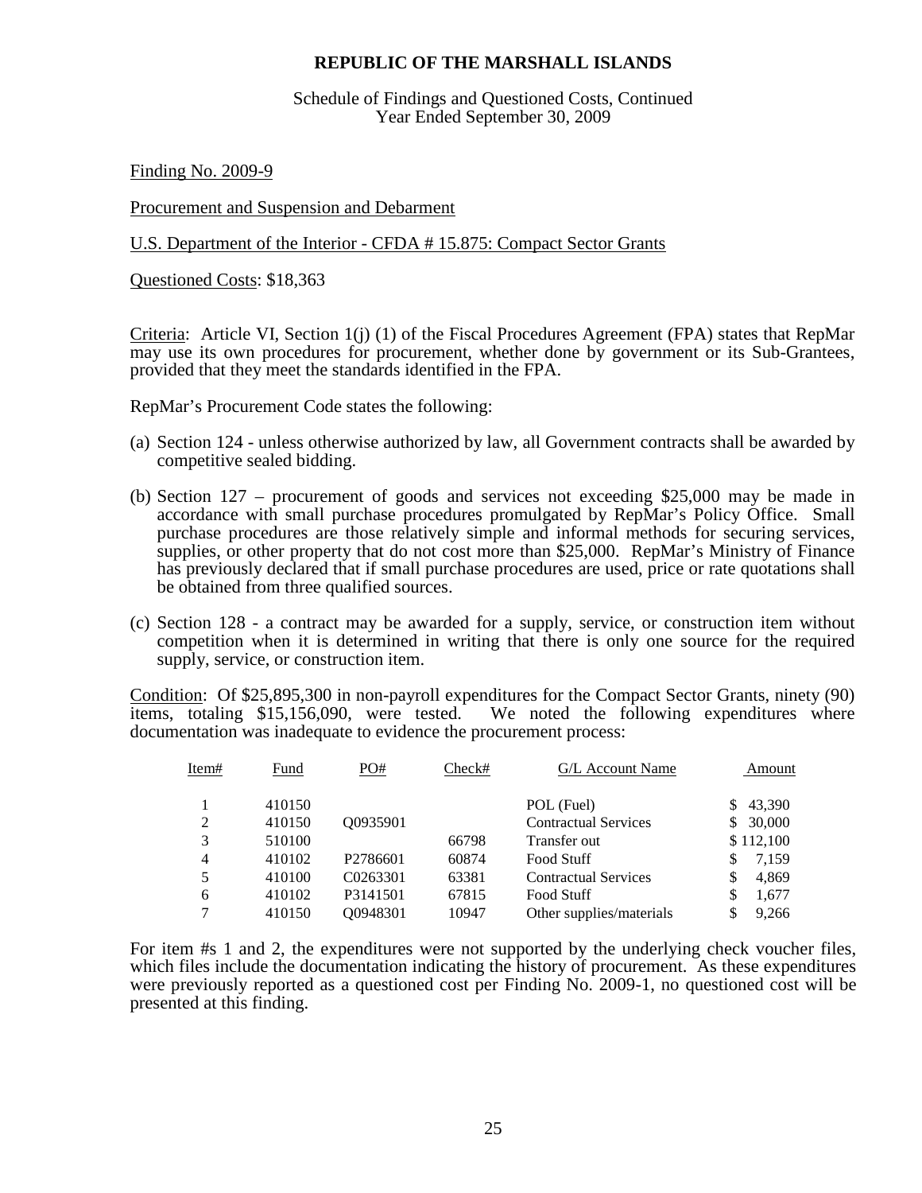# REPUBLIC OF THE MARSHALL ISLANDS

Schedule of Findings and Questioned Costs, Continued
Year Ended September 30, 2009

Finding No. 2009-9

Procurement and Suspension and Debarment

U.S. Department of the Interior - CFDA # 15.875: Compact Sector Grants

Questioned Costs: $18,363

Criteria: Article VI, Section 1(j) (1) of the Fiscal Procedures Agreement (FPA) states that RepMar may use its own procedures for procurement, whether done by government or its Sub-Grantees, provided that they meet the standards identified in the FPA.

RepMar's Procurement Code states the following:

(a) Section 124 - unless otherwise authorized by law, all Government contracts shall be awarded by competitive sealed bidding.

(b) Section 127 – procurement of goods and services not exceeding $25,000 may be made in accordance with small purchase procedures promulgated by RepMar's Policy Office. Small purchase procedures are those relatively simple and informal methods for securing services, supplies, or other property that do not cost more than $25,000. RepMar's Ministry of Finance has previously declared that if small purchase procedures are used, price or rate quotations shall be obtained from three qualified sources.

(c) Section 128 - a contract may be awarded for a supply, service, or construction item without competition when it is determined in writing that there is only one source for the required supply, service, or construction item.

Condition: Of $25,895,300 in non-payroll expenditures for the Compact Sector Grants, ninety (90) items, totaling $15,156,090, were tested. We noted the following expenditures where documentation was inadequate to evidence the procurement process:

| Item# | Fund | PO# | Check# | G/L Account Name | Amount |
|---|---|---|---|---|---|
| 1 | 410150 | | | POL (Fuel) | $ 43,390 |
| 2 | 410150 | Q0935901 | | Contractual Services | $ 30,000 |
| 3 | 510100 | | 66798 | Transfer out | $ 112,100 |
| 4 | 410102 | P2786601 | 60874 | Food Stuff | $ 7,159 |
| 5 | 410100 | C0263301 | 63381 | Contractual Services | $ 4,869 |
| 6 | 410102 | P3141501 | 67815 | Food Stuff | $ 1,677 |
| 7 | 410150 | Q0948301 | 10947 | Other supplies/materials | $ 9,266 |

For item #s 1 and 2, the expenditures were not supported by the underlying check voucher files, which files include the documentation indicating the history of procurement. As these expenditures were previously reported as a questioned cost per Finding No. 2009-1, no questioned cost will be presented at this finding.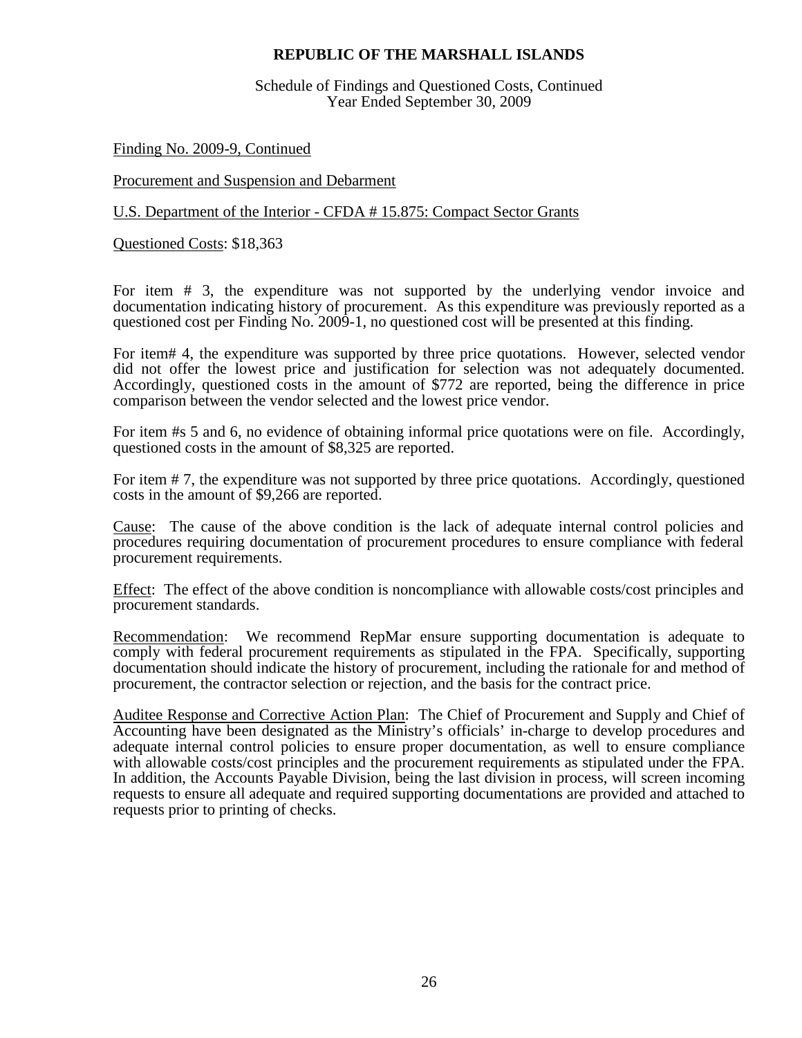**REPUBLIC OF THE MARSHALL ISLANDS**

Schedule of Findings and Questioned Costs, Continued
Year Ended September 30, 2009

Finding No. 2009-9, Continued

Procurement and Suspension and Debarment

U.S. Department of the Interior - CFDA # 15.875: Compact Sector Grants

Questioned Costs: $18,363

For item # 3, the expenditure was not supported by the underlying vendor invoice and documentation indicating history of procurement. As this expenditure was previously reported as a questioned cost per Finding No. 2009-1, no questioned cost will be presented at this finding.

For item# 4, the expenditure was supported by three price quotations. However, selected vendor did not offer the lowest price and justification for selection was not adequately documented. Accordingly, questioned costs in the amount of $772 are reported, being the difference in price comparison between the vendor selected and the lowest price vendor.

For item #s 5 and 6, no evidence of obtaining informal price quotations were on file. Accordingly, questioned costs in the amount of $8,325 are reported.

For item # 7, the expenditure was not supported by three price quotations. Accordingly, questioned costs in the amount of $9,266 are reported.

Cause: The cause of the above condition is the lack of adequate internal control policies and procedures requiring documentation of procurement procedures to ensure compliance with federal procurement requirements.

Effect: The effect of the above condition is noncompliance with allowable costs/cost principles and procurement standards.

Recommendation: We recommend RepMar ensure supporting documentation is adequate to comply with federal procurement requirements as stipulated in the FPA. Specifically, supporting documentation should indicate the history of procurement, including the rationale for and method of procurement, the contractor selection or rejection, and the basis for the contract price.

Auditee Response and Corrective Action Plan: The Chief of Procurement and Supply and Chief of Accounting have been designated as the Ministry's officials' in-charge to develop procedures and adequate internal control policies to ensure proper documentation, as well to ensure compliance with allowable costs/cost principles and the procurement requirements as stipulated under the FPA. In addition, the Accounts Payable Division, being the last division in process, will screen incoming requests to ensure all adequate and required supporting documentations are provided and attached to requests prior to printing of checks.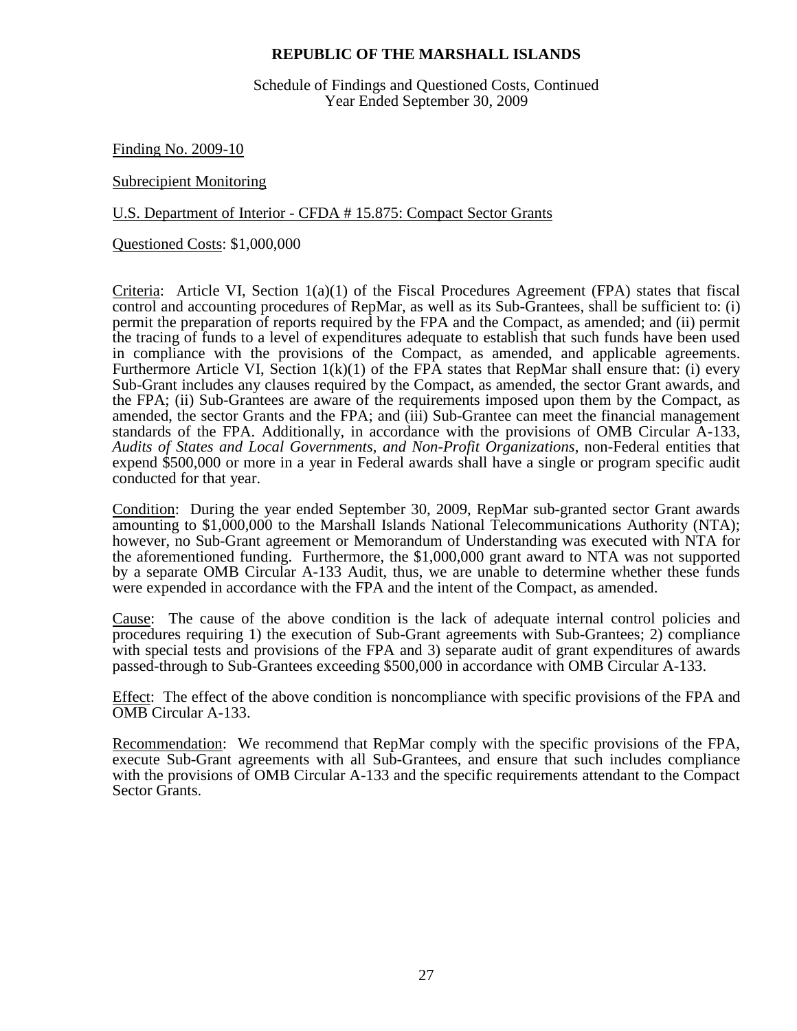# REPUBLIC OF THE MARSHALL ISLANDS

Schedule of Findings and Questioned Costs, Continued
Year Ended September 30, 2009

Finding No. 2009-10

Subrecipient Monitoring

U.S. Department of Interior - CFDA # 15.875: Compact Sector Grants

Questioned Costs: $1,000,000

Criteria: Article VI, Section 1(a)(1) of the Fiscal Procedures Agreement (FPA) states that fiscal control and accounting procedures of RepMar, as well as its Sub-Grantees, shall be sufficient to: (i) permit the preparation of reports required by the FPA and the Compact, as amended; and (ii) permit the tracing of funds to a level of expenditures adequate to establish that such funds have been used in compliance with the provisions of the Compact, as amended, and applicable agreements. Furthermore Article VI, Section 1(k)(1) of the FPA states that RepMar shall ensure that: (i) every Sub-Grant includes any clauses required by the Compact, as amended, the sector Grant awards, and the FPA; (ii) Sub-Grantees are aware of the requirements imposed upon them by the Compact, as amended, the sector Grants and the FPA; and (iii) Sub-Grantee can meet the financial management standards of the FPA. Additionally, in accordance with the provisions of OMB Circular A-133, *Audits of States and Local Governments, and Non-Profit Organizations*, non-Federal entities that expend $500,000 or more in a year in Federal awards shall have a single or program specific audit conducted for that year.

Condition: During the year ended September 30, 2009, RepMar sub-granted sector Grant awards amounting to $1,000,000 to the Marshall Islands National Telecommunications Authority (NTA); however, no Sub-Grant agreement or Memorandum of Understanding was executed with NTA for the aforementioned funding. Furthermore, the $1,000,000 grant award to NTA was not supported by a separate OMB Circular A-133 Audit, thus, we are unable to determine whether these funds were expended in accordance with the FPA and the intent of the Compact, as amended.

Cause: The cause of the above condition is the lack of adequate internal control policies and procedures requiring 1) the execution of Sub-Grant agreements with Sub-Grantees; 2) compliance with special tests and provisions of the FPA and 3) separate audit of grant expenditures of awards passed-through to Sub-Grantees exceeding $500,000 in accordance with OMB Circular A-133.

Effect: The effect of the above condition is noncompliance with specific provisions of the FPA and OMB Circular A-133.

Recommendation: We recommend that RepMar comply with the specific provisions of the FPA, execute Sub-Grant agreements with all Sub-Grantees, and ensure that such includes compliance with the provisions of OMB Circular A-133 and the specific requirements attendant to the Compact Sector Grants.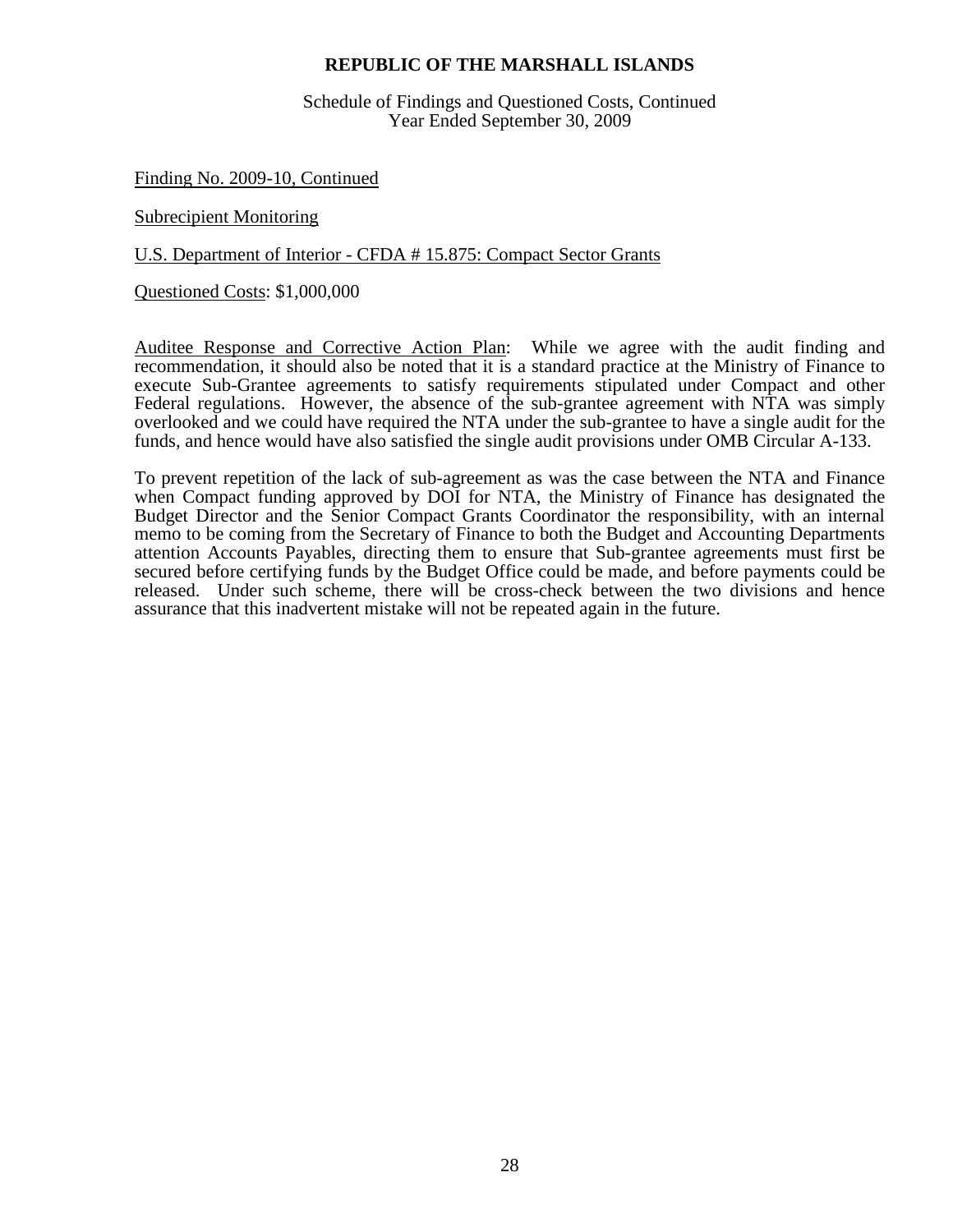# REPUBLIC OF THE MARSHALL ISLANDS

Schedule of Findings and Questioned Costs, Continued
Year Ended September 30, 2009

Finding No. 2009-10, Continued

Subrecipient Monitoring

U.S. Department of Interior - CFDA # 15.875: Compact Sector Grants

Questioned Costs: $1,000,000

Auditee Response and Corrective Action Plan: While we agree with the audit finding and recommendation, it should also be noted that it is a standard practice at the Ministry of Finance to execute Sub-Grantee agreements to satisfy requirements stipulated under Compact and other Federal regulations. However, the absence of the sub-grantee agreement with NTA was simply overlooked and we could have required the NTA under the sub-grantee to have a single audit for the funds, and hence would have also satisfied the single audit provisions under OMB Circular A-133.

To prevent repetition of the lack of sub-agreement as was the case between the NTA and Finance when Compact funding approved by DOI for NTA, the Ministry of Finance has designated the Budget Director and the Senior Compact Grants Coordinator the responsibility, with an internal memo to be coming from the Secretary of Finance to both the Budget and Accounting Departments attention Accounts Payables, directing them to ensure that Sub-grantee agreements must first be secured before certifying funds by the Budget Office could be made, and before payments could be released. Under such scheme, there will be cross-check between the two divisions and hence assurance that this inadvertent mistake will not be repeated again in the future.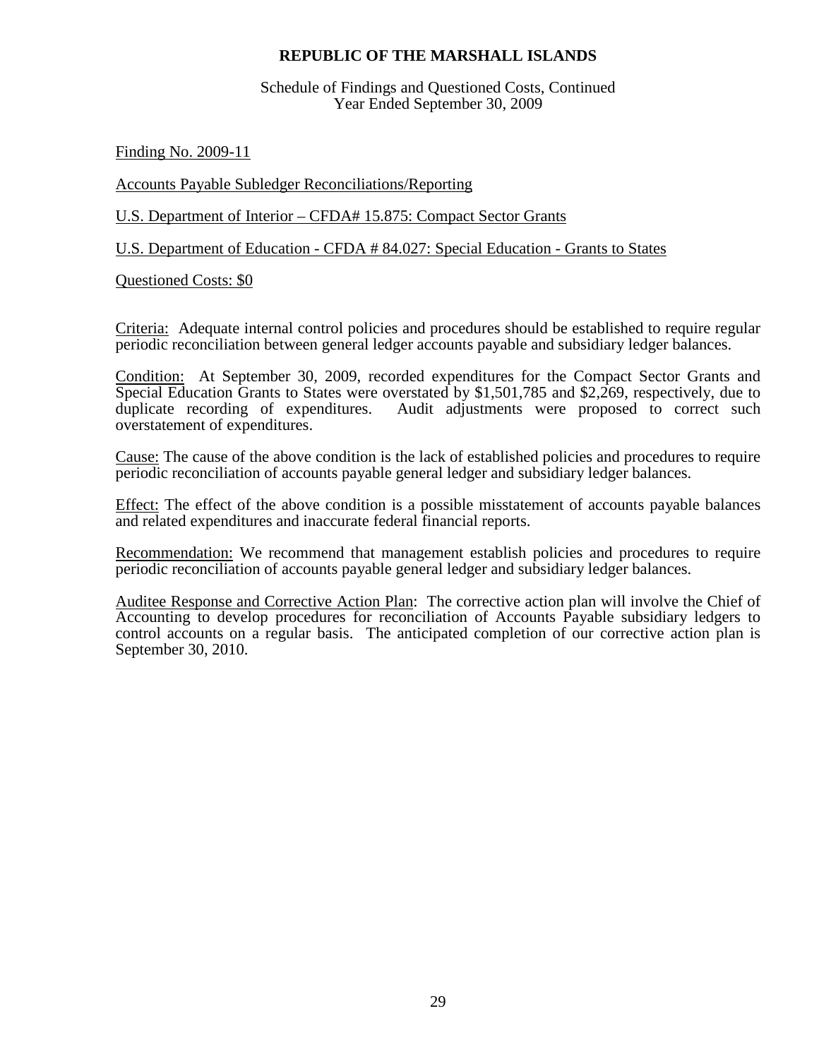**REPUBLIC OF THE MARSHALL ISLANDS**

Schedule of Findings and Questioned Costs, Continued
Year Ended September 30, 2009

Finding No. 2009-11

Accounts Payable Subledger Reconciliations/Reporting

U.S. Department of Interior – CFDA# 15.875: Compact Sector Grants

U.S. Department of Education - CFDA # 84.027: Special Education - Grants to States

Questioned Costs: $0

Criteria: Adequate internal control policies and procedures should be established to require regular periodic reconciliation between general ledger accounts payable and subsidiary ledger balances.

Condition: At September 30, 2009, recorded expenditures for the Compact Sector Grants and Special Education Grants to States were overstated by $1,501,785 and $2,269, respectively, due to duplicate recording of expenditures. Audit adjustments were proposed to correct such overstatement of expenditures.

Cause: The cause of the above condition is the lack of established policies and procedures to require periodic reconciliation of accounts payable general ledger and subsidiary ledger balances.

Effect: The effect of the above condition is a possible misstatement of accounts payable balances and related expenditures and inaccurate federal financial reports.

Recommendation: We recommend that management establish policies and procedures to require periodic reconciliation of accounts payable general ledger and subsidiary ledger balances.

Auditee Response and Corrective Action Plan: The corrective action plan will involve the Chief of Accounting to develop procedures for reconciliation of Accounts Payable subsidiary ledgers to control accounts on a regular basis. The anticipated completion of our corrective action plan is September 30, 2010.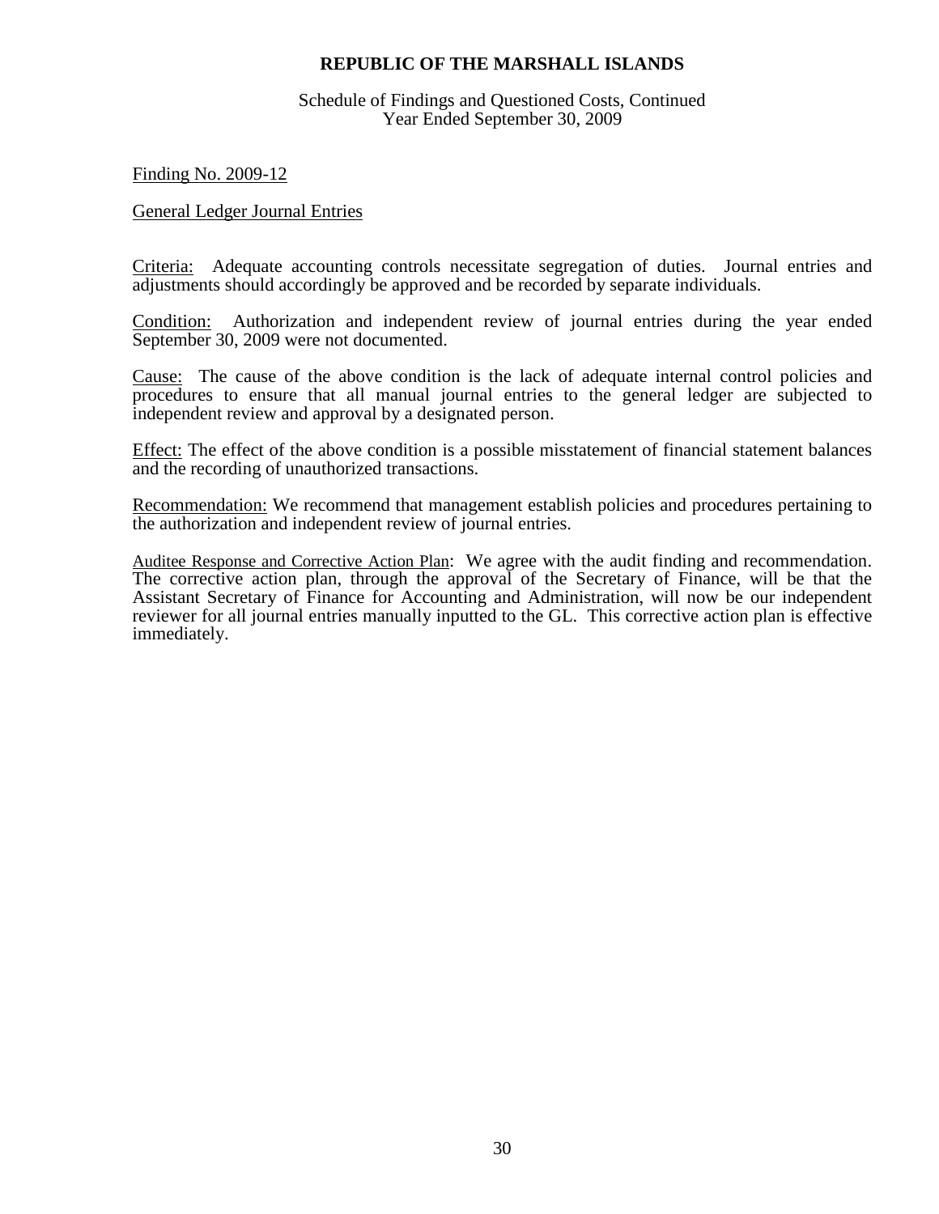**REPUBLIC OF THE MARSHALL ISLANDS**

Schedule of Findings and Questioned Costs, Continued
Year Ended September 30, 2009

Finding No. 2009-12

General Ledger Journal Entries

Criteria: Adequate accounting controls necessitate segregation of duties. Journal entries and adjustments should accordingly be approved and be recorded by separate individuals.

Condition: Authorization and independent review of journal entries during the year ended September 30, 2009 were not documented.

Cause: The cause of the above condition is the lack of adequate internal control policies and procedures to ensure that all manual journal entries to the general ledger are subjected to independent review and approval by a designated person.

Effect: The effect of the above condition is a possible misstatement of financial statement balances and the recording of unauthorized transactions.

Recommendation: We recommend that management establish policies and procedures pertaining to the authorization and independent review of journal entries.

Auditee Response and Corrective Action Plan: We agree with the audit finding and recommendation. The corrective action plan, through the approval of the Secretary of Finance, will be that the Assistant Secretary of Finance for Accounting and Administration, will now be our independent reviewer for all journal entries manually inputted to the GL. This corrective action plan is effective immediately.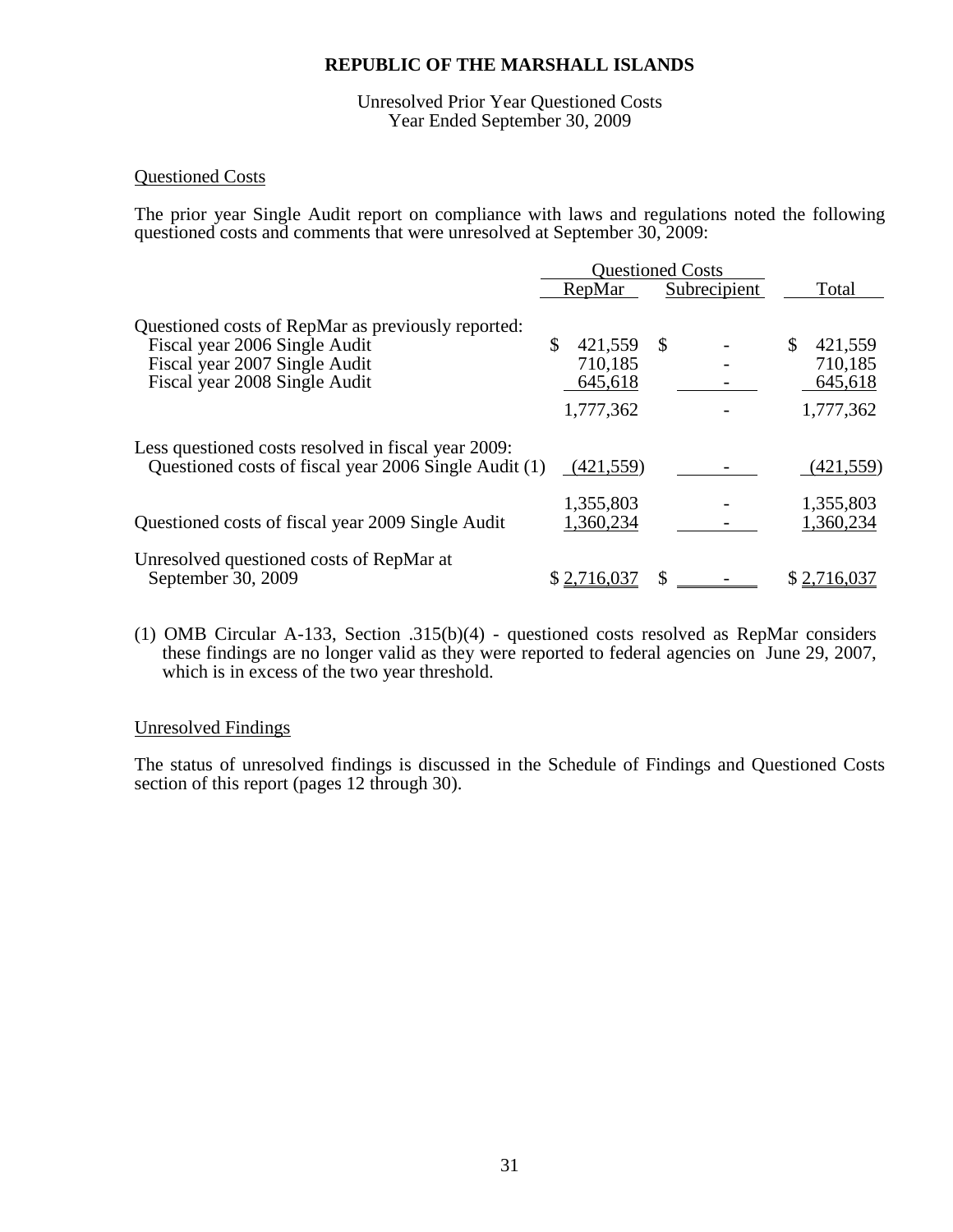# REPUBLIC OF THE MARSHALL ISLANDS

Unresolved Prior Year Questioned Costs
Year Ended September 30, 2009

## Questioned Costs

The prior year Single Audit report on compliance with laws and regulations noted the following questioned costs and comments that were unresolved at September 30, 2009:

| | Questioned Costs | | |
|---|---|---|---|
| | RepMar | Subrecipient | Total |
| Questioned costs of RepMar as previously reported: | | | |
| Fiscal year 2006 Single Audit | $ 421,559 | $ - | $ 421,559 |
| Fiscal year 2007 Single Audit | 710,185 | - | 710,185 |
| Fiscal year 2008 Single Audit | 645,618 | - | 645,618 |
| | 1,777,362 | - | 1,777,362 |
| Less questioned costs resolved in fiscal year 2009: | | | |
| Questioned costs of fiscal year 2006 Single Audit (1) | (421,559) | - | (421,559) |
| | 1,355,803 | - | 1,355,803 |
| Questioned costs of fiscal year 2009 Single Audit | 1,360,234 | - | 1,360,234 |
| Unresolved questioned costs of RepMar at September 30, 2009 | $ 2,716,037 | $ - | $ 2,716,037 |

(1) OMB Circular A-133, Section .315(b)(4) - questioned costs resolved as RepMar considers these findings are no longer valid as they were reported to federal agencies on June 29, 2007, which is in excess of the two year threshold.

## Unresolved Findings

The status of unresolved findings is discussed in the Schedule of Findings and Questioned Costs section of this report (pages 12 through 30).